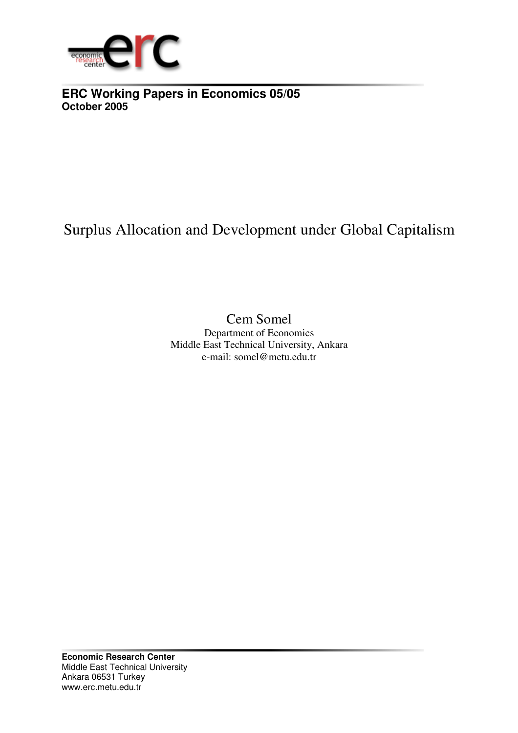**ERC Working Papers in Economics 05/05**
**October 2005**

# Surplus Allocation and Development under Global Capitalism

Cem Somel
Department of Economics
Middle East Technical University, Ankara
e-mail: somel@metu.edu.tr

**Economic Research Center**
Middle East Technical University
Ankara 06531 Turkey
www.erc.metu.edu.tr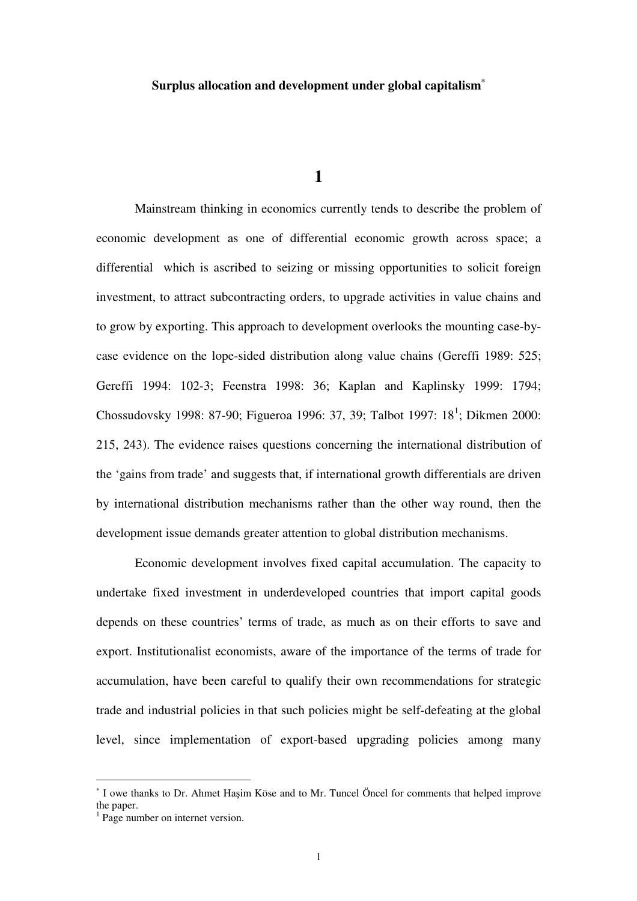**Surplus allocation and development under global capitalism***

## 1

Mainstream thinking in economics currently tends to describe the problem of economic development as one of differential economic growth across space; a differential which is ascribed to seizing or missing opportunities to solicit foreign investment, to attract subcontracting orders, to upgrade activities in value chains and to grow by exporting. This approach to development overlooks the mounting case-by-case evidence on the lope-sided distribution along value chains (Gereffi 1989: 525; Gereffi 1994: 102-3; Feenstra 1998: 36; Kaplan and Kaplinsky 1999: 1794; Chossudovsky 1998: 87-90; Figueroa 1996: 37, 39; Talbot 1997: 18[1]; Dikmen 2000: 215, 243). The evidence raises questions concerning the international distribution of the 'gains from trade' and suggests that, if international growth differentials are driven by international distribution mechanisms rather than the other way round, then the development issue demands greater attention to global distribution mechanisms.

Economic development involves fixed capital accumulation. The capacity to undertake fixed investment in underdeveloped countries that import capital goods depends on these countries' terms of trade, as much as on their efforts to save and export. Institutionalist economists, aware of the importance of the terms of trade for accumulation, have been careful to qualify their own recommendations for strategic trade and industrial policies in that such policies might be self-defeating at the global level, since implementation of export-based upgrading policies among many

---

* I owe thanks to Dr. Ahmet Haşim Köse and to Mr. Tuncel Öncel for comments that helped improve the paper.

[1] Page number on internet version.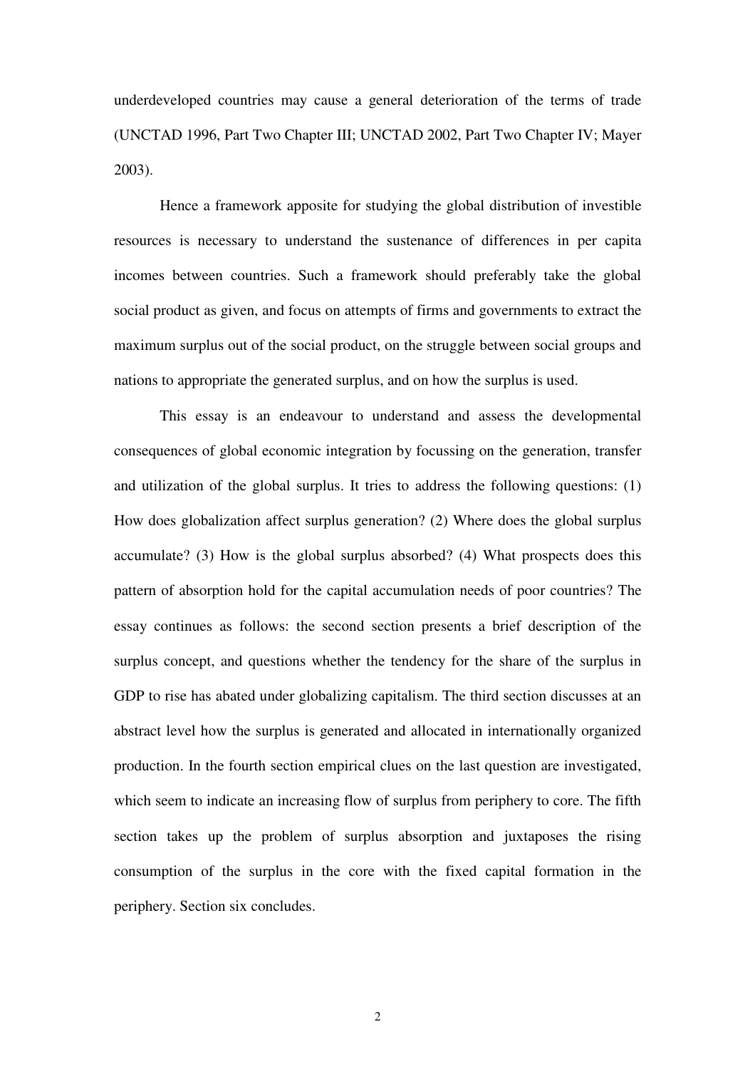underdeveloped countries may cause a general deterioration of the terms of trade (UNCTAD 1996, Part Two Chapter III; UNCTAD 2002, Part Two Chapter IV; Mayer 2003).

Hence a framework apposite for studying the global distribution of investible resources is necessary to understand the sustenance of differences in per capita incomes between countries. Such a framework should preferably take the global social product as given, and focus on attempts of firms and governments to extract the maximum surplus out of the social product, on the struggle between social groups and nations to appropriate the generated surplus, and on how the surplus is used.

This essay is an endeavour to understand and assess the developmental consequences of global economic integration by focussing on the generation, transfer and utilization of the global surplus. It tries to address the following questions: (1) How does globalization affect surplus generation? (2) Where does the global surplus accumulate? (3) How is the global surplus absorbed? (4) What prospects does this pattern of absorption hold for the capital accumulation needs of poor countries? The essay continues as follows: the second section presents a brief description of the surplus concept, and questions whether the tendency for the share of the surplus in GDP to rise has abated under globalizing capitalism. The third section discusses at an abstract level how the surplus is generated and allocated in internationally organized production. In the fourth section empirical clues on the last question are investigated, which seem to indicate an increasing flow of surplus from periphery to core. The fifth section takes up the problem of surplus absorption and juxtaposes the rising consumption of the surplus in the core with the fixed capital formation in the periphery. Section six concludes.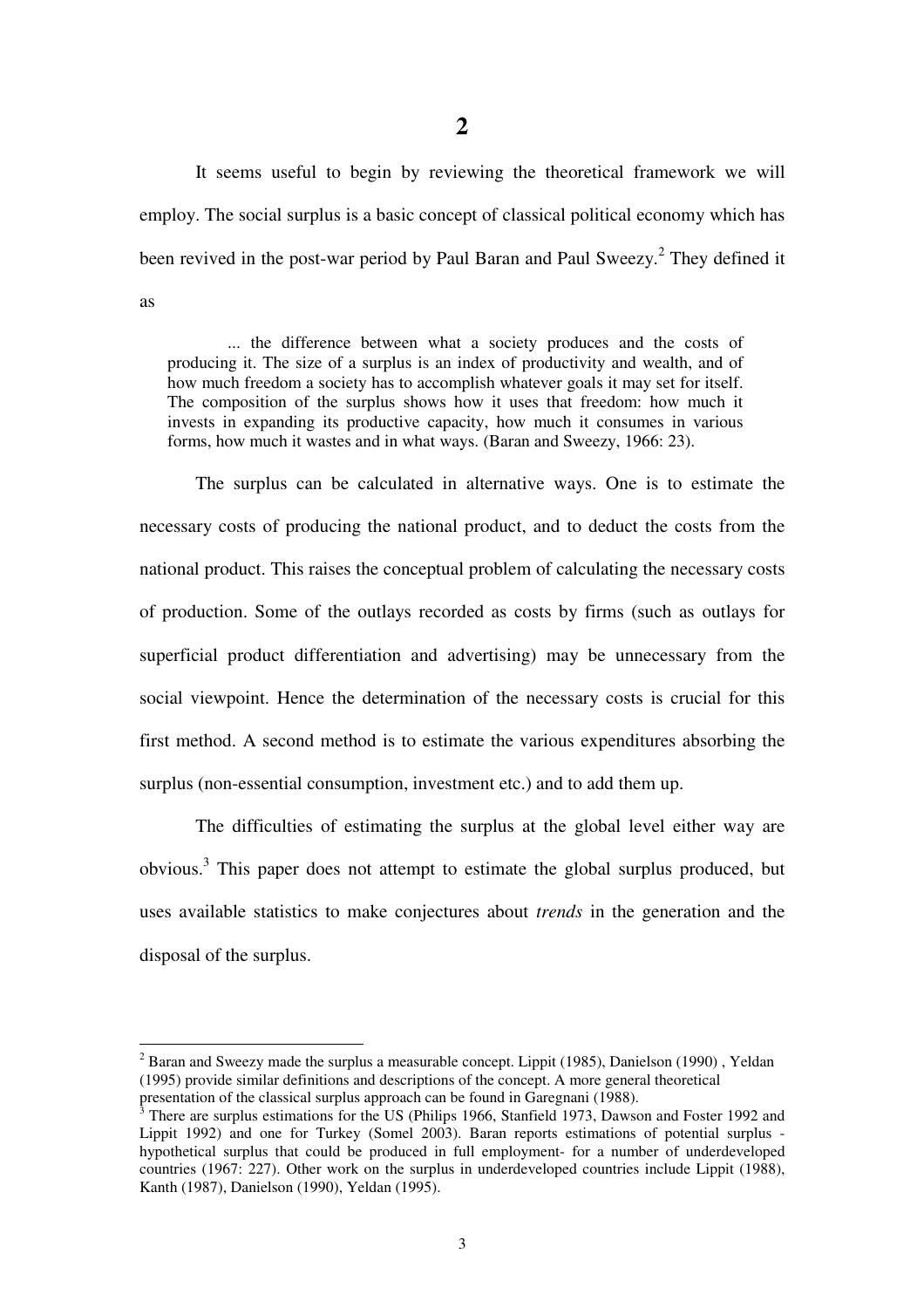## 2

It seems useful to begin by reviewing the theoretical framework we will employ. The social surplus is a basic concept of classical political economy which has been revived in the post-war period by Paul Baran and Paul Sweezy.[2] They defined it as

> ... the difference between what a society produces and the costs of producing it. The size of a surplus is an index of productivity and wealth, and of how much freedom a society has to accomplish whatever goals it may set for itself. The composition of the surplus shows how it uses that freedom: how much it invests in expanding its productive capacity, how much it consumes in various forms, how much it wastes and in what ways. (Baran and Sweezy, 1966: 23).

The surplus can be calculated in alternative ways. One is to estimate the necessary costs of producing the national product, and to deduct the costs from the national product. This raises the conceptual problem of calculating the necessary costs of production. Some of the outlays recorded as costs by firms (such as outlays for superficial product differentiation and advertising) may be unnecessary from the social viewpoint. Hence the determination of the necessary costs is crucial for this first method. A second method is to estimate the various expenditures absorbing the surplus (non-essential consumption, investment etc.) and to add them up.

The difficulties of estimating the surplus at the global level either way are obvious.[3] This paper does not attempt to estimate the global surplus produced, but uses available statistics to make conjectures about *trends* in the generation and the disposal of the surplus.

---

[2] Baran and Sweezy made the surplus a measurable concept. Lippit (1985), Danielson (1990) , Yeldan (1995) provide similar definitions and descriptions of the concept. A more general theoretical presentation of the classical surplus approach can be found in Garegnani (1988).

[3] There are surplus estimations for the US (Philips 1966, Stanfield 1973, Dawson and Foster 1992 and Lippit 1992) and one for Turkey (Somel 2003). Baran reports estimations of potential surplus - hypothetical surplus that could be produced in full employment- for a number of underdeveloped countries (1967: 227). Other work on the surplus in underdeveloped countries include Lippit (1988), Kanth (1987), Danielson (1990), Yeldan (1995).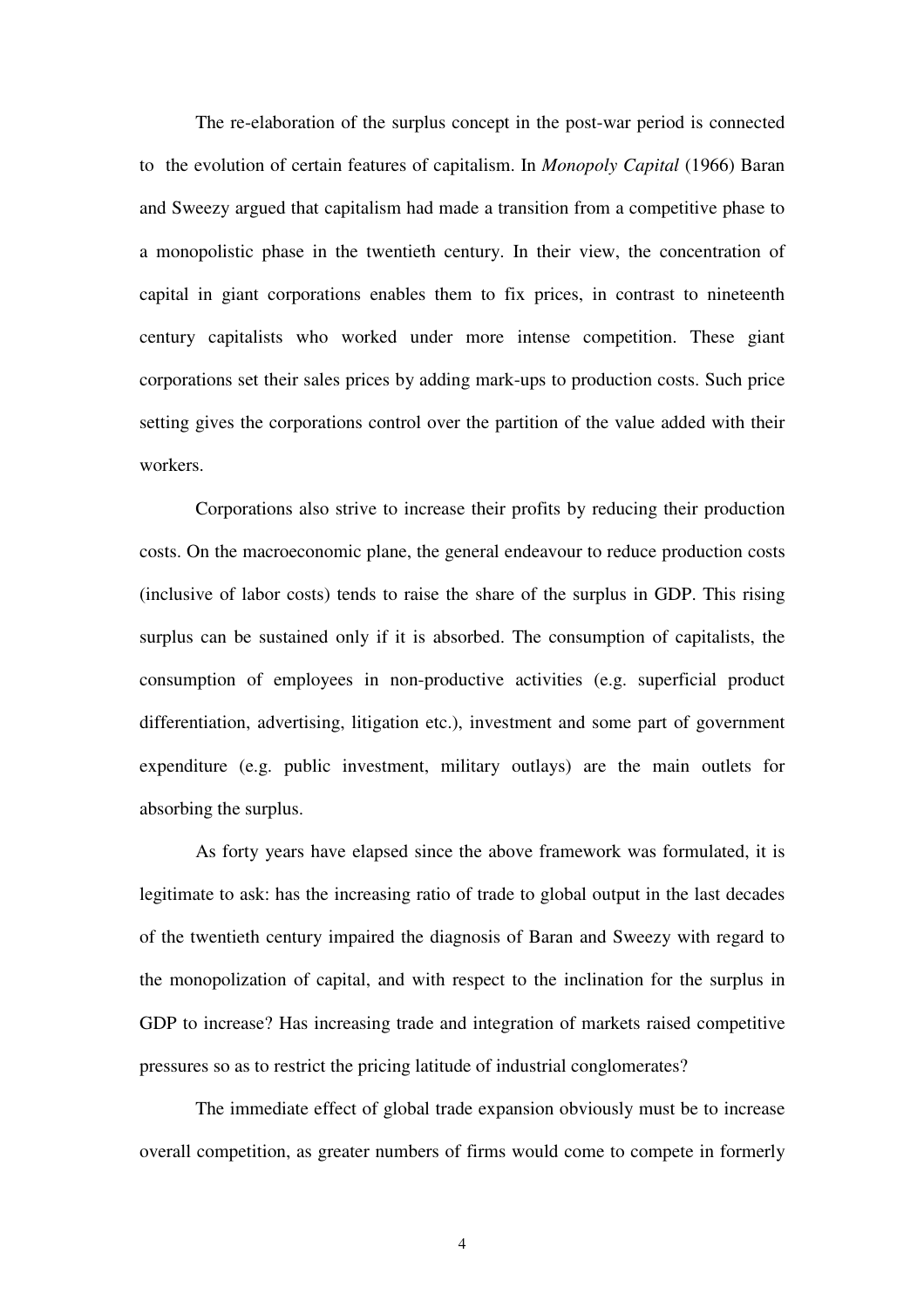The re-elaboration of the surplus concept in the post-war period is connected to the evolution of certain features of capitalism. In *Monopoly Capital* (1966) Baran and Sweezy argued that capitalism had made a transition from a competitive phase to a monopolistic phase in the twentieth century. In their view, the concentration of capital in giant corporations enables them to fix prices, in contrast to nineteenth century capitalists who worked under more intense competition. These giant corporations set their sales prices by adding mark-ups to production costs. Such price setting gives the corporations control over the partition of the value added with their workers.

Corporations also strive to increase their profits by reducing their production costs. On the macroeconomic plane, the general endeavour to reduce production costs (inclusive of labor costs) tends to raise the share of the surplus in GDP. This rising surplus can be sustained only if it is absorbed. The consumption of capitalists, the consumption of employees in non-productive activities (e.g. superficial product differentiation, advertising, litigation etc.), investment and some part of government expenditure (e.g. public investment, military outlays) are the main outlets for absorbing the surplus.

As forty years have elapsed since the above framework was formulated, it is legitimate to ask: has the increasing ratio of trade to global output in the last decades of the twentieth century impaired the diagnosis of Baran and Sweezy with regard to the monopolization of capital, and with respect to the inclination for the surplus in GDP to increase? Has increasing trade and integration of markets raised competitive pressures so as to restrict the pricing latitude of industrial conglomerates?

The immediate effect of global trade expansion obviously must be to increase overall competition, as greater numbers of firms would come to compete in formerly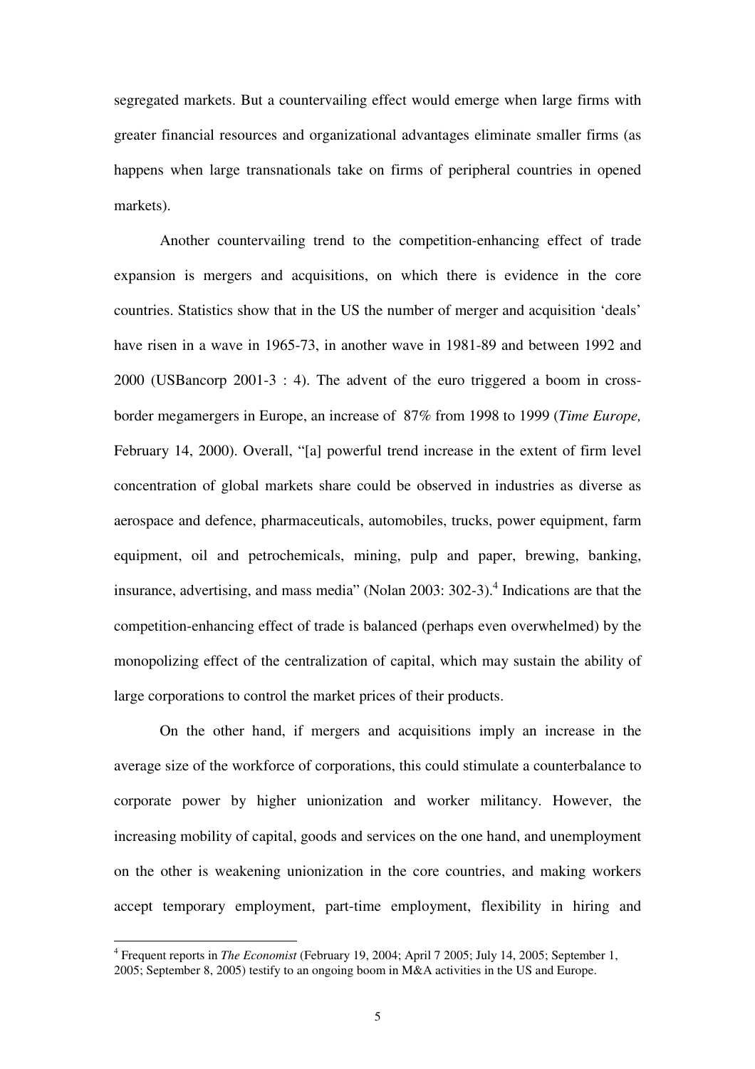segregated markets. But a countervailing effect would emerge when large firms with greater financial resources and organizational advantages eliminate smaller firms (as happens when large transnationals take on firms of peripheral countries in opened markets).

Another countervailing trend to the competition-enhancing effect of trade expansion is mergers and acquisitions, on which there is evidence in the core countries. Statistics show that in the US the number of merger and acquisition 'deals' have risen in a wave in 1965-73, in another wave in 1981-89 and between 1992 and 2000 (USBancorp 2001-3 : 4). The advent of the euro triggered a boom in cross-border megamergers in Europe, an increase of 87% from 1998 to 1999 (*Time Europe,* February 14, 2000). Overall, "[a] powerful trend increase in the extent of firm level concentration of global markets share could be observed in industries as diverse as aerospace and defence, pharmaceuticals, automobiles, trucks, power equipment, farm equipment, oil and petrochemicals, mining, pulp and paper, brewing, banking, insurance, advertising, and mass media" (Nolan 2003: 302-3).[4] Indications are that the competition-enhancing effect of trade is balanced (perhaps even overwhelmed) by the monopolizing effect of the centralization of capital, which may sustain the ability of large corporations to control the market prices of their products.

On the other hand, if mergers and acquisitions imply an increase in the average size of the workforce of corporations, this could stimulate a counterbalance to corporate power by higher unionization and worker militancy. However, the increasing mobility of capital, goods and services on the one hand, and unemployment on the other is weakening unionization in the core countries, and making workers accept temporary employment, part-time employment, flexibility in hiring and

---

[4] Frequent reports in *The Economist* (February 19, 2004; April 7 2005; July 14, 2005; September 1, 2005; September 8, 2005) testify to an ongoing boom in M&A activities in the US and Europe.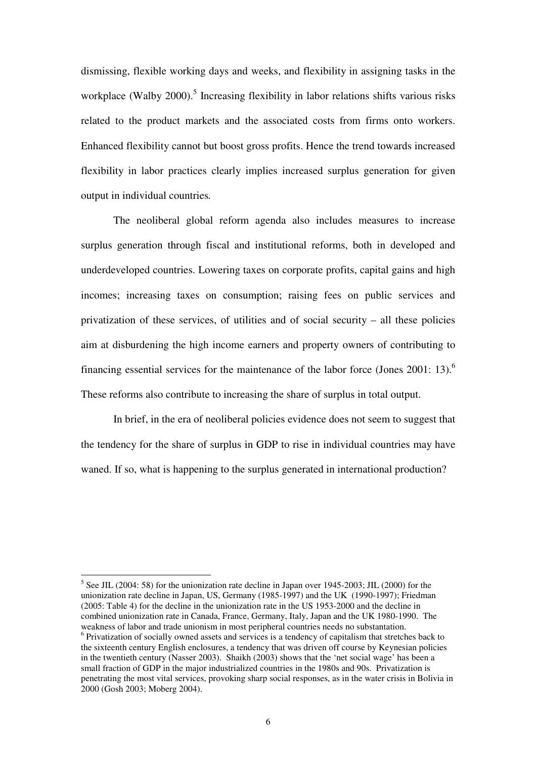dismissing, flexible working days and weeks, and flexibility in assigning tasks in the workplace (Walby 2000).[5] Increasing flexibility in labor relations shifts various risks related to the product markets and the associated costs from firms onto workers. Enhanced flexibility cannot but boost gross profits. Hence the trend towards increased flexibility in labor practices clearly implies increased surplus generation for given output in individual countries.

The neoliberal global reform agenda also includes measures to increase surplus generation through fiscal and institutional reforms, both in developed and underdeveloped countries. Lowering taxes on corporate profits, capital gains and high incomes; increasing taxes on consumption; raising fees on public services and privatization of these services, of utilities and of social security – all these policies aim at disburdening the high income earners and property owners of contributing to financing essential services for the maintenance of the labor force (Jones 2001: 13).[6] These reforms also contribute to increasing the share of surplus in total output.

In brief, in the era of neoliberal policies evidence does not seem to suggest that the tendency for the share of surplus in GDP to rise in individual countries may have waned. If so, what is happening to the surplus generated in international production?

---

[5] See JIL (2004: 58) for the unionization rate decline in Japan over 1945-2003; JIL (2000) for the unionization rate decline in Japan, US, Germany (1985-1997) and the UK (1990-1997); Friedman (2005: Table 4) for the decline in the unionization rate in the US 1953-2000 and the decline in combined unionization rate in Canada, France, Germany, Italy, Japan and the UK 1980-1990. The weakness of labor and trade unionism in most peripheral countries needs no substantation.

[6] Privatization of socially owned assets and services is a tendency of capitalism that stretches back to the sixteenth century English enclosures, a tendency that was driven off course by Keynesian policies in the twentieth century (Nasser 2003). Shaikh (2003) shows that the 'net social wage' has been a small fraction of GDP in the major industrialized countries in the 1980s and 90s. Privatization is penetrating the most vital services, provoking sharp social responses, as in the water crisis in Bolivia in 2000 (Gosh 2003; Moberg 2004).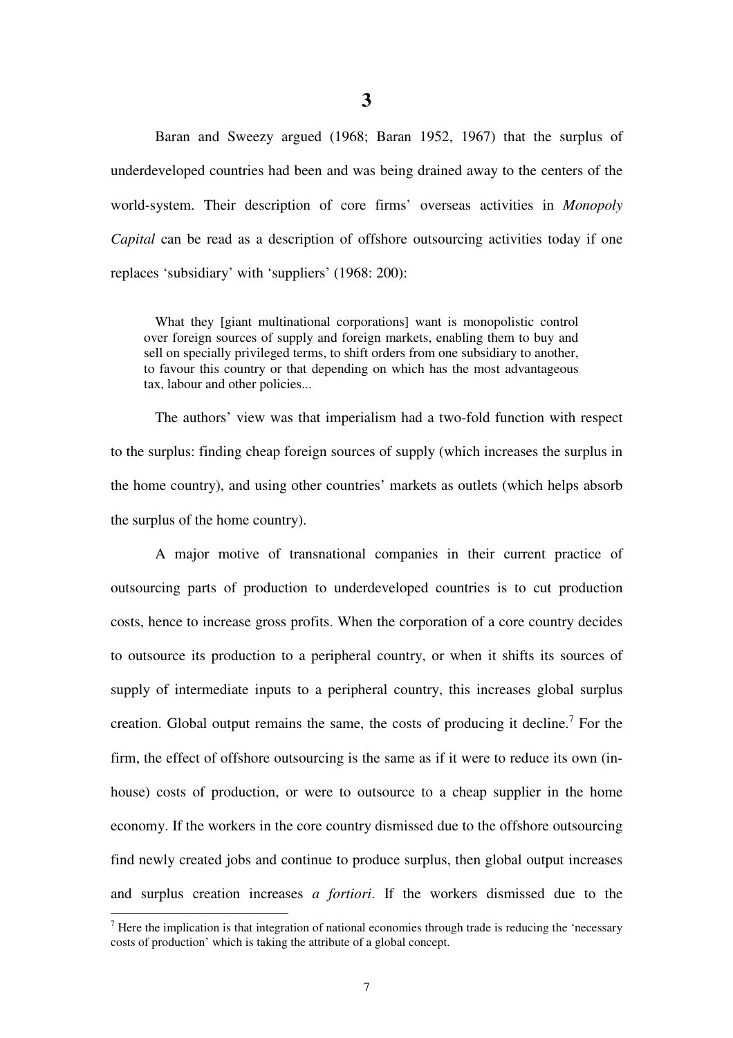# 3

Baran and Sweezy argued (1968; Baran 1952, 1967) that the surplus of underdeveloped countries had been and was being drained away to the centers of the world-system. Their description of core firms' overseas activities in *Monopoly Capital* can be read as a description of offshore outsourcing activities today if one replaces 'subsidiary' with 'suppliers' (1968: 200):

> What they [giant multinational corporations] want is monopolistic control over foreign sources of supply and foreign markets, enabling them to buy and sell on specially privileged terms, to shift orders from one subsidiary to another, to favour this country or that depending on which has the most advantageous tax, labour and other policies...

The authors' view was that imperialism had a two-fold function with respect to the surplus: finding cheap foreign sources of supply (which increases the surplus in the home country), and using other countries' markets as outlets (which helps absorb the surplus of the home country).

A major motive of transnational companies in their current practice of outsourcing parts of production to underdeveloped countries is to cut production costs, hence to increase gross profits. When the corporation of a core country decides to outsource its production to a peripheral country, or when it shifts its sources of supply of intermediate inputs to a peripheral country, this increases global surplus creation. Global output remains the same, the costs of producing it decline.[7] For the firm, the effect of offshore outsourcing is the same as if it were to reduce its own (in-house) costs of production, or were to outsource to a cheap supplier in the home economy. If the workers in the core country dismissed due to the offshore outsourcing find newly created jobs and continue to produce surplus, then global output increases and surplus creation increases *a fortiori*. If the workers dismissed due to the

[7] Here the implication is that integration of national economies through trade is reducing the 'necessary costs of production' which is taking the attribute of a global concept.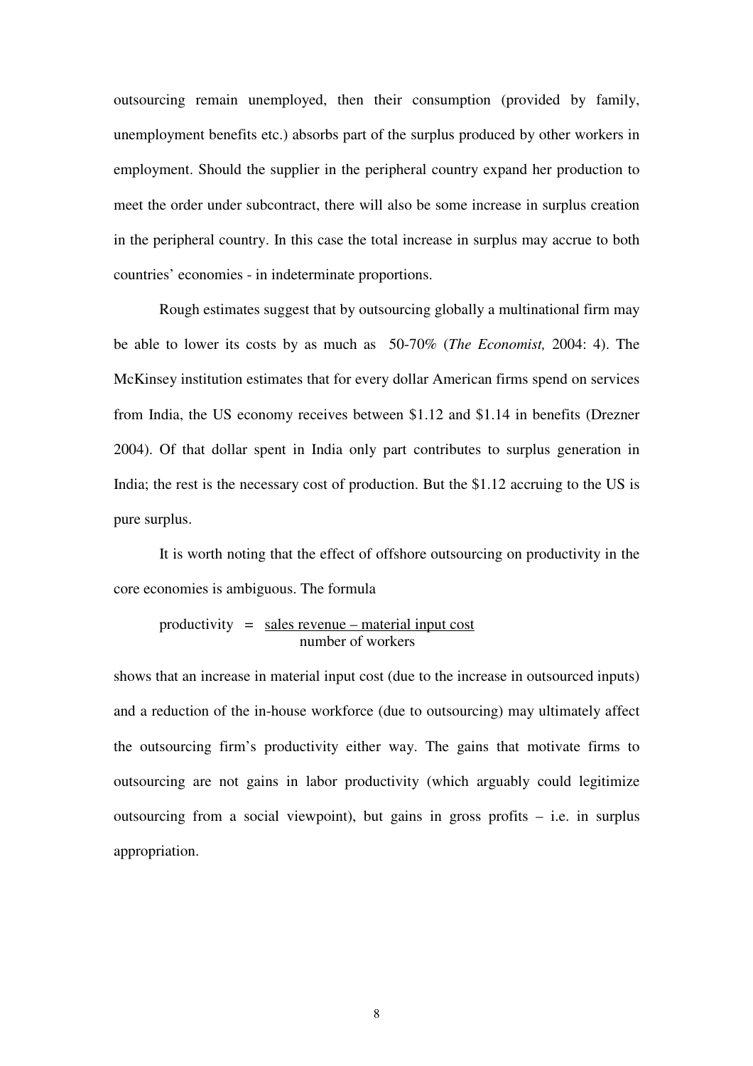outsourcing remain unemployed, then their consumption (provided by family, unemployment benefits etc.) absorbs part of the surplus produced by other workers in employment. Should the supplier in the peripheral country expand her production to meet the order under subcontract, there will also be some increase in surplus creation in the peripheral country. In this case the total increase in surplus may accrue to both countries' economies - in indeterminate proportions.

Rough estimates suggest that by outsourcing globally a multinational firm may be able to lower its costs by as much as 50-70% (*The Economist,* 2004: 4). The McKinsey institution estimates that for every dollar American firms spend on services from India, the US economy receives between \$1.12 and \$1.14 in benefits (Drezner 2004). Of that dollar spent in India only part contributes to surplus generation in India; the rest is the necessary cost of production. But the \$1.12 accruing to the US is pure surplus.

It is worth noting that the effect of offshore outsourcing on productivity in the core economies is ambiguous. The formula

$$\text{productivity} = \frac{\text{sales revenue} - \text{material input cost}}{\text{number of workers}}$$

shows that an increase in material input cost (due to the increase in outsourced inputs) and a reduction of the in-house workforce (due to outsourcing) may ultimately affect the outsourcing firm's productivity either way. The gains that motivate firms to outsourcing are not gains in labor productivity (which arguably could legitimize outsourcing from a social viewpoint), but gains in gross profits – i.e. in surplus appropriation.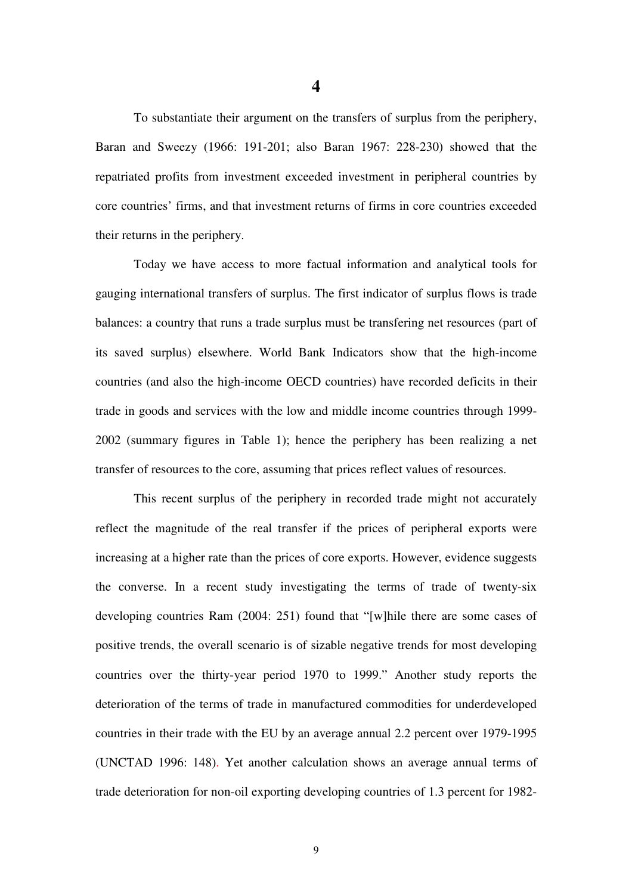# 4

To substantiate their argument on the transfers of surplus from the periphery, Baran and Sweezy (1966: 191-201; also Baran 1967: 228-230) showed that the repatriated profits from investment exceeded investment in peripheral countries by core countries' firms, and that investment returns of firms in core countries exceeded their returns in the periphery.

Today we have access to more factual information and analytical tools for gauging international transfers of surplus. The first indicator of surplus flows is trade balances: a country that runs a trade surplus must be transfering net resources (part of its saved surplus) elsewhere. World Bank Indicators show that the high-income countries (and also the high-income OECD countries) have recorded deficits in their trade in goods and services with the low and middle income countries through 1999-2002 (summary figures in Table 1); hence the periphery has been realizing a net transfer of resources to the core, assuming that prices reflect values of resources.

This recent surplus of the periphery in recorded trade might not accurately reflect the magnitude of the real transfer if the prices of peripheral exports were increasing at a higher rate than the prices of core exports. However, evidence suggests the converse. In a recent study investigating the terms of trade of twenty-six developing countries Ram (2004: 251) found that "[w]hile there are some cases of positive trends, the overall scenario is of sizable negative trends for most developing countries over the thirty-year period 1970 to 1999." Another study reports the deterioration of the terms of trade in manufactured commodities for underdeveloped countries in their trade with the EU by an average annual 2.2 percent over 1979-1995 (UNCTAD 1996: 148). Yet another calculation shows an average annual terms of trade deterioration for non-oil exporting developing countries of 1.3 percent for 1982-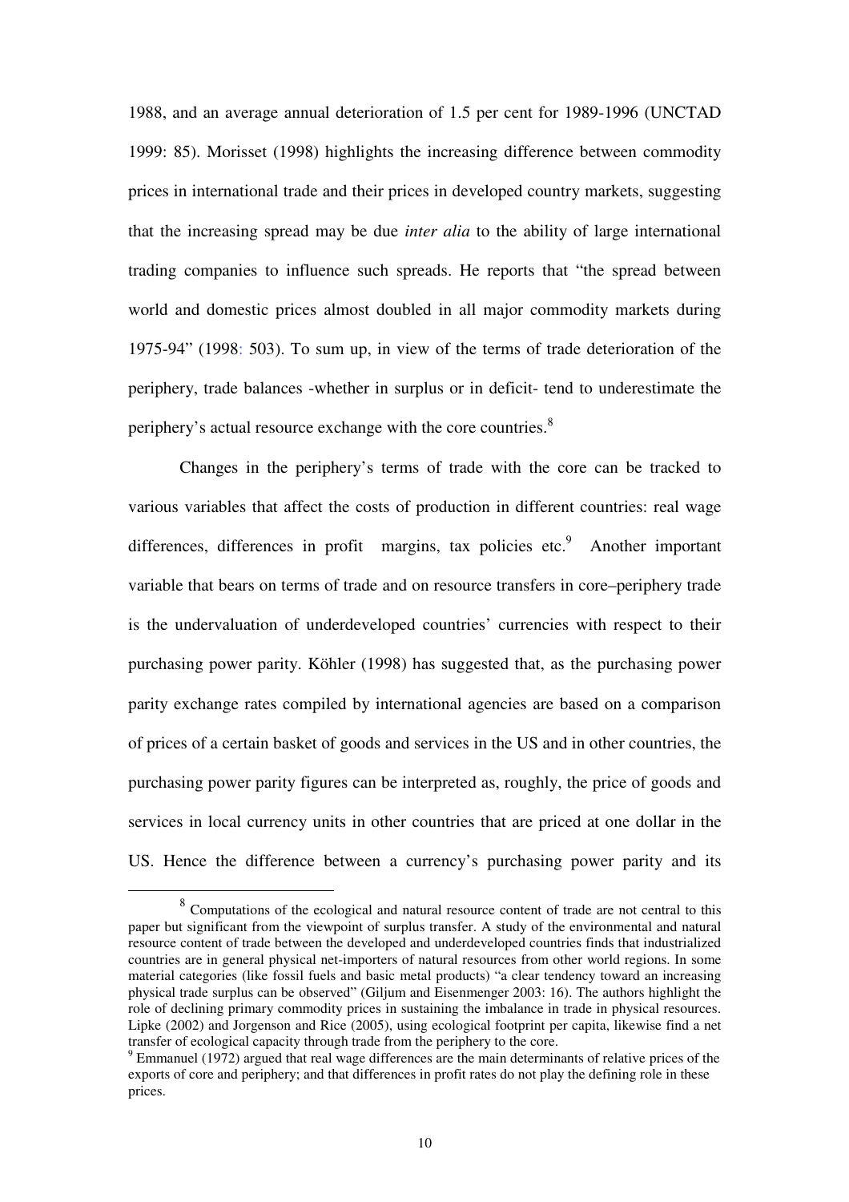1988, and an average annual deterioration of 1.5 per cent for 1989-1996 (UNCTAD 1999: 85). Morisset (1998) highlights the increasing difference between commodity prices in international trade and their prices in developed country markets, suggesting that the increasing spread may be due *inter alia* to the ability of large international trading companies to influence such spreads. He reports that "the spread between world and domestic prices almost doubled in all major commodity markets during 1975-94" (1998: 503). To sum up, in view of the terms of trade deterioration of the periphery, trade balances -whether in surplus or in deficit- tend to underestimate the periphery's actual resource exchange with the core countries.[8]

Changes in the periphery's terms of trade with the core can be tracked to various variables that affect the costs of production in different countries: real wage differences, differences in profit margins, tax policies etc.[9] Another important variable that bears on terms of trade and on resource transfers in core–periphery trade is the undervaluation of underdeveloped countries' currencies with respect to their purchasing power parity. Köhler (1998) has suggested that, as the purchasing power parity exchange rates compiled by international agencies are based on a comparison of prices of a certain basket of goods and services in the US and in other countries, the purchasing power parity figures can be interpreted as, roughly, the price of goods and services in local currency units in other countries that are priced at one dollar in the US. Hence the difference between a currency's purchasing power parity and its

---

[8] Computations of the ecological and natural resource content of trade are not central to this paper but significant from the viewpoint of surplus transfer. A study of the environmental and natural resource content of trade between the developed and underdeveloped countries finds that industrialized countries are in general physical net-importers of natural resources from other world regions. In some material categories (like fossil fuels and basic metal products) "a clear tendency toward an increasing physical trade surplus can be observed" (Giljum and Eisenmenger 2003: 16). The authors highlight the role of declining primary commodity prices in sustaining the imbalance in trade in physical resources. Lipke (2002) and Jorgenson and Rice (2005), using ecological footprint per capita, likewise find a net transfer of ecological capacity through trade from the periphery to the core.

[9] Emmanuel (1972) argued that real wage differences are the main determinants of relative prices of the exports of core and periphery; and that differences in profit rates do not play the defining role in these prices.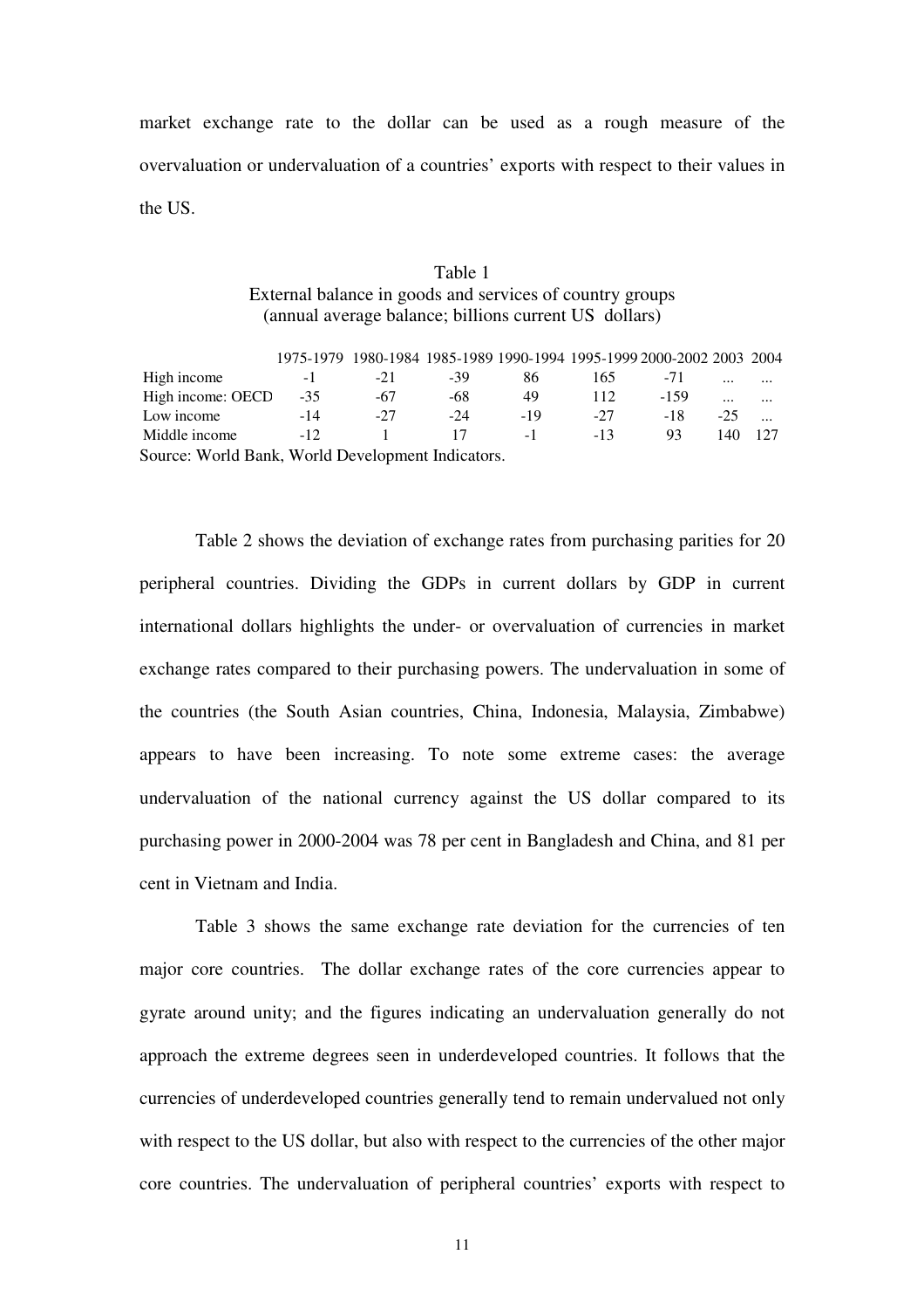market exchange rate to the dollar can be used as a rough measure of the overvaluation or undervaluation of a countries' exports with respect to their values in the US.

Table 1
External balance in goods and services of country groups
(annual average balance; billions current US dollars)

| | 1975-1979 | 1980-1984 | 1985-1989 | 1990-1994 | 1995-1999 | 2000-2002 | 2003 | 2004 |
|---|---|---|---|---|---|---|---|---|
| High income | -1 | -21 | -39 | 86 | 165 | -71 | ... | ... |
| High income: OECD | -35 | -67 | -68 | 49 | 112 | -159 | ... | ... |
| Low income | -14 | -27 | -24 | -19 | -27 | -18 | -25 | ... |
| Middle income | -12 | 1 | 17 | -1 | -13 | 93 | 140 | 127 |

Source: World Bank, World Development Indicators.

Table 2 shows the deviation of exchange rates from purchasing parities for 20 peripheral countries. Dividing the GDPs in current dollars by GDP in current international dollars highlights the under- or overvaluation of currencies in market exchange rates compared to their purchasing powers. The undervaluation in some of the countries (the South Asian countries, China, Indonesia, Malaysia, Zimbabwe) appears to have been increasing. To note some extreme cases: the average undervaluation of the national currency against the US dollar compared to its purchasing power in 2000-2004 was 78 per cent in Bangladesh and China, and 81 per cent in Vietnam and India.

Table 3 shows the same exchange rate deviation for the currencies of ten major core countries. The dollar exchange rates of the core currencies appear to gyrate around unity; and the figures indicating an undervaluation generally do not approach the extreme degrees seen in underdeveloped countries. It follows that the currencies of underdeveloped countries generally tend to remain undervalued not only with respect to the US dollar, but also with respect to the currencies of the other major core countries. The undervaluation of peripheral countries' exports with respect to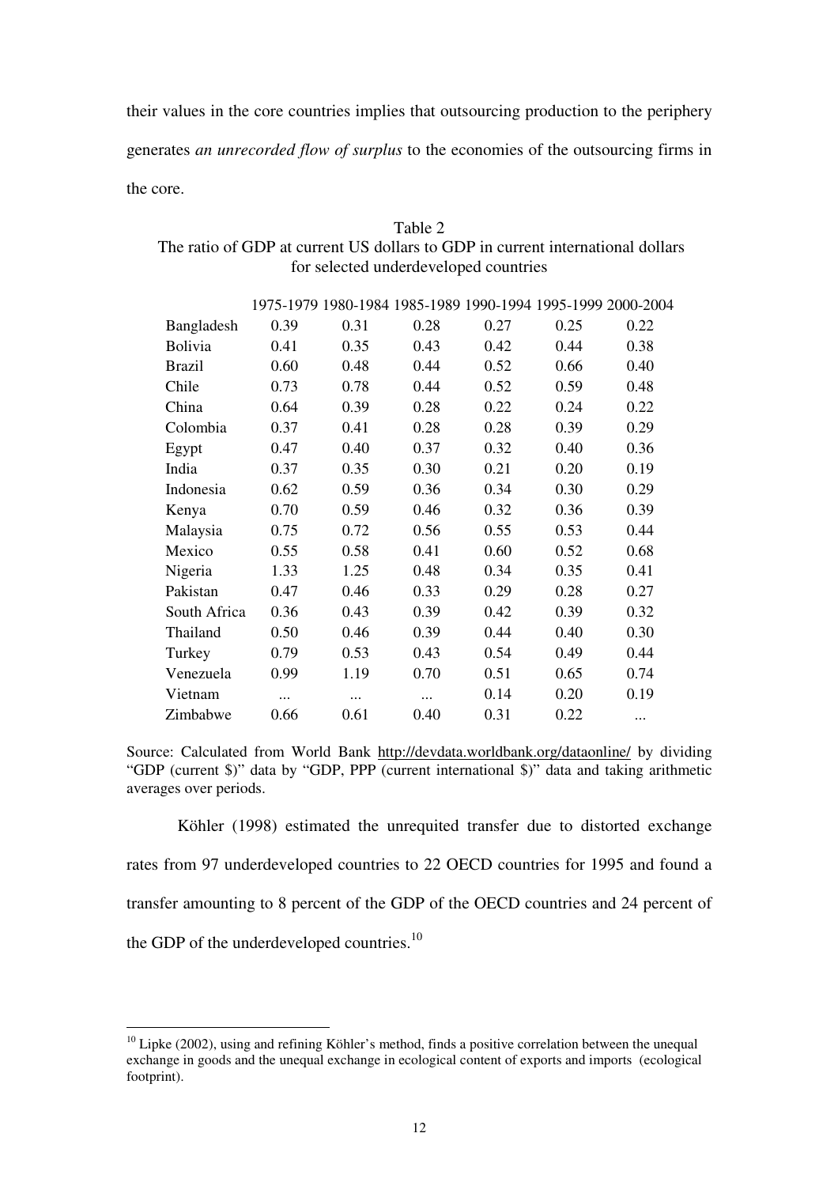their values in the core countries implies that outsourcing production to the periphery generates *an unrecorded flow of surplus* to the economies of the outsourcing firms in the core.

Table 2
The ratio of GDP at current US dollars to GDP in current international dollars for selected underdeveloped countries

| | 1975-1979 | 1980-1984 | 1985-1989 | 1990-1994 | 1995-1999 | 2000-2004 |
|---|---|---|---|---|---|---|
| Bangladesh | 0.39 | 0.31 | 0.28 | 0.27 | 0.25 | 0.22 |
| Bolivia | 0.41 | 0.35 | 0.43 | 0.42 | 0.44 | 0.38 |
| Brazil | 0.60 | 0.48 | 0.44 | 0.52 | 0.66 | 0.40 |
| Chile | 0.73 | 0.78 | 0.44 | 0.52 | 0.59 | 0.48 |
| China | 0.64 | 0.39 | 0.28 | 0.22 | 0.24 | 0.22 |
| Colombia | 0.37 | 0.41 | 0.28 | 0.28 | 0.39 | 0.29 |
| Egypt | 0.47 | 0.40 | 0.37 | 0.32 | 0.40 | 0.36 |
| India | 0.37 | 0.35 | 0.30 | 0.21 | 0.20 | 0.19 |
| Indonesia | 0.62 | 0.59 | 0.36 | 0.34 | 0.30 | 0.29 |
| Kenya | 0.70 | 0.59 | 0.46 | 0.32 | 0.36 | 0.39 |
| Malaysia | 0.75 | 0.72 | 0.56 | 0.55 | 0.53 | 0.44 |
| Mexico | 0.55 | 0.58 | 0.41 | 0.60 | 0.52 | 0.68 |
| Nigeria | 1.33 | 1.25 | 0.48 | 0.34 | 0.35 | 0.41 |
| Pakistan | 0.47 | 0.46 | 0.33 | 0.29 | 0.28 | 0.27 |
| South Africa | 0.36 | 0.43 | 0.39 | 0.42 | 0.39 | 0.32 |
| Thailand | 0.50 | 0.46 | 0.39 | 0.44 | 0.40 | 0.30 |
| Turkey | 0.79 | 0.53 | 0.43 | 0.54 | 0.49 | 0.44 |
| Venezuela | 0.99 | 1.19 | 0.70 | 0.51 | 0.65 | 0.74 |
| Vietnam | ... | ... | ... | 0.14 | 0.20 | 0.19 |
| Zimbabwe | 0.66 | 0.61 | 0.40 | 0.31 | 0.22 | ... |

Source: Calculated from World Bank http://devdata.worldbank.org/dataonline/ by dividing "GDP (current $)" data by "GDP, PPP (current international $)" data and taking arithmetic averages over periods.

Köhler (1998) estimated the unrequited transfer due to distorted exchange rates from 97 underdeveloped countries to 22 OECD countries for 1995 and found a transfer amounting to 8 percent of the GDP of the OECD countries and 24 percent of the GDP of the underdeveloped countries.[10]

[10] Lipke (2002), using and refining Köhler's method, finds a positive correlation between the unequal exchange in goods and the unequal exchange in ecological content of exports and imports (ecological footprint).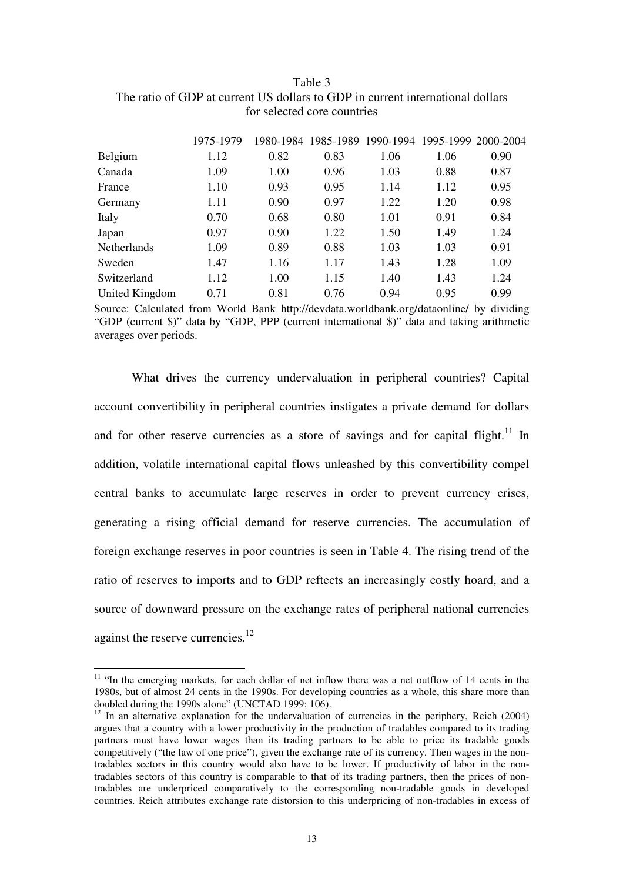Table 3
The ratio of GDP at current US dollars to GDP in current international dollars for selected core countries

| | 1975-1979 | 1980-1984 | 1985-1989 | 1990-1994 | 1995-1999 | 2000-2004 |
|---|---|---|---|---|---|---|
| Belgium | 1.12 | 0.82 | 0.83 | 1.06 | 1.06 | 0.90 |
| Canada | 1.09 | 1.00 | 0.96 | 1.03 | 0.88 | 0.87 |
| France | 1.10 | 0.93 | 0.95 | 1.14 | 1.12 | 0.95 |
| Germany | 1.11 | 0.90 | 0.97 | 1.22 | 1.20 | 0.98 |
| Italy | 0.70 | 0.68 | 0.80 | 1.01 | 0.91 | 0.84 |
| Japan | 0.97 | 0.90 | 1.22 | 1.50 | 1.49 | 1.24 |
| Netherlands | 1.09 | 0.89 | 0.88 | 1.03 | 1.03 | 0.91 |
| Sweden | 1.47 | 1.16 | 1.17 | 1.43 | 1.28 | 1.09 |
| Switzerland | 1.12 | 1.00 | 1.15 | 1.40 | 1.43 | 1.24 |
| United Kingdom | 0.71 | 0.81 | 0.76 | 0.94 | 0.95 | 0.99 |

Source: Calculated from World Bank http://devdata.worldbank.org/dataonline/ by dividing "GDP (current $)" data by "GDP, PPP (current international $)" data and taking arithmetic averages over periods.

What drives the currency undervaluation in peripheral countries? Capital account convertibility in peripheral countries instigates a private demand for dollars and for other reserve currencies as a store of savings and for capital flight.[11] In addition, volatile international capital flows unleashed by this convertibility compel central banks to accumulate large reserves in order to prevent currency crises, generating a rising official demand for reserve currencies. The accumulation of foreign exchange reserves in poor countries is seen in Table 4. The rising trend of the ratio of reserves to imports and to GDP reftects an increasingly costly hoard, and a source of downward pressure on the exchange rates of peripheral national currencies against the reserve currencies.[12]

[11] "In the emerging markets, for each dollar of net inflow there was a net outflow of 14 cents in the 1980s, but of almost 24 cents in the 1990s. For developing countries as a whole, this share more than doubled during the 1990s alone" (UNCTAD 1999: 106).

[12] In an alternative explanation for the undervaluation of currencies in the periphery, Reich (2004) argues that a country with a lower productivity in the production of tradables compared to its trading partners must have lower wages than its trading partners to be able to price its tradable goods competitively ("the law of one price"), given the exchange rate of its currency. Then wages in the non-tradables sectors in this country would also have to be lower. If productivity of labor in the non-tradables sectors of this country is comparable to that of its trading partners, then the prices of non-tradables are underpriced comparatively to the corresponding non-tradable goods in developed countries. Reich attributes exchange rate distorsion to this underpricing of non-tradables in excess of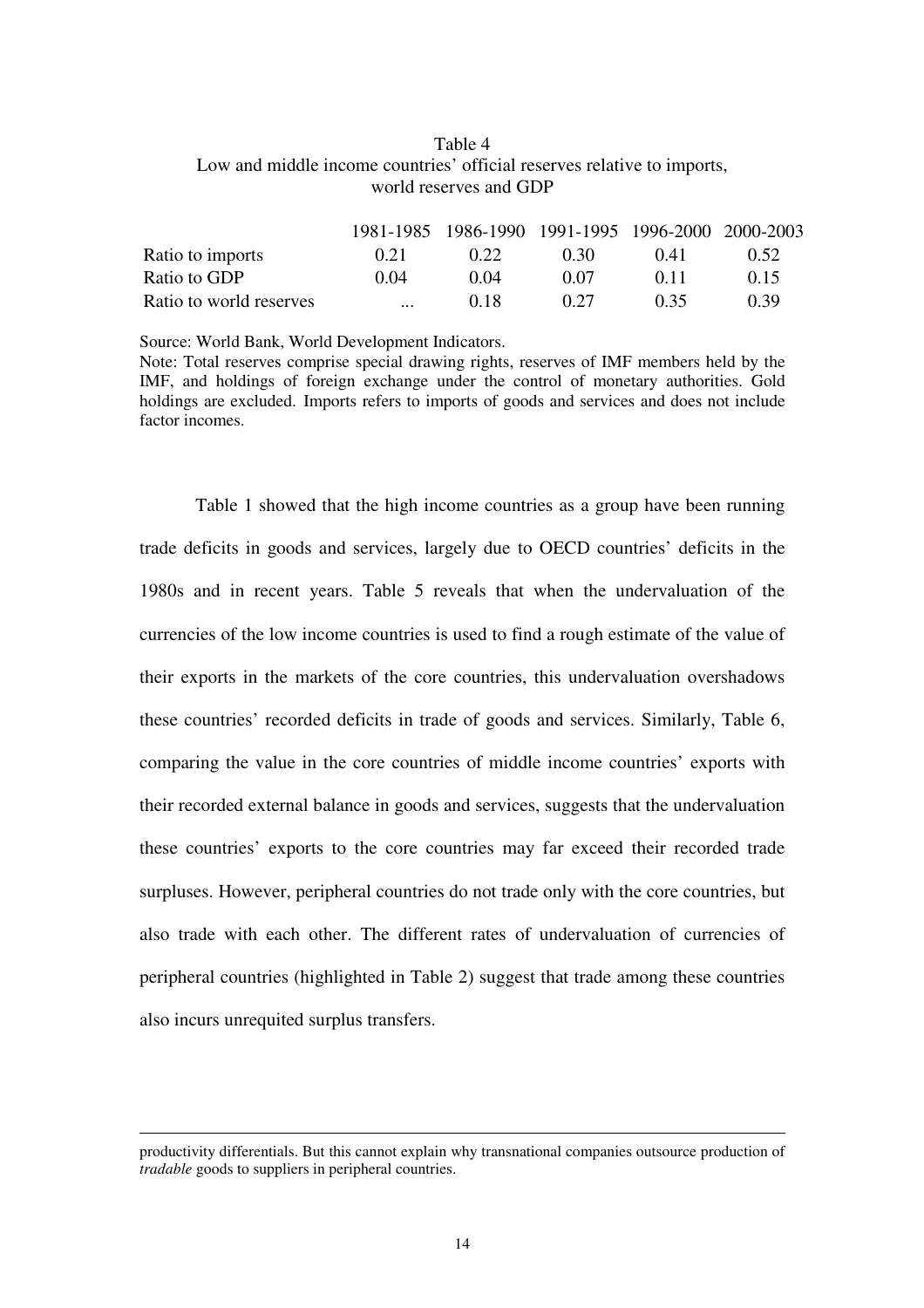Table 4
Low and middle income countries' official reserves relative to imports, world reserves and GDP

| | 1981-1985 | 1986-1990 | 1991-1995 | 1996-2000 | 2000-2003 |
|---|---|---|---|---|---|
| Ratio to imports | 0.21 | 0.22 | 0.30 | 0.41 | 0.52 |
| Ratio to GDP | 0.04 | 0.04 | 0.07 | 0.11 | 0.15 |
| Ratio to world reserves | ... | 0.18 | 0.27 | 0.35 | 0.39 |

Source: World Bank, World Development Indicators.
Note: Total reserves comprise special drawing rights, reserves of IMF members held by the IMF, and holdings of foreign exchange under the control of monetary authorities. Gold holdings are excluded. Imports refers to imports of goods and services and does not include factor incomes.

Table 1 showed that the high income countries as a group have been running trade deficits in goods and services, largely due to OECD countries' deficits in the 1980s and in recent years. Table 5 reveals that when the undervaluation of the currencies of the low income countries is used to find a rough estimate of the value of their exports in the markets of the core countries, this undervaluation overshadows these countries' recorded deficits in trade of goods and services. Similarly, Table 6, comparing the value in the core countries of middle income countries' exports with their recorded external balance in goods and services, suggests that the undervaluation these countries' exports to the core countries may far exceed their recorded trade surpluses. However, peripheral countries do not trade only with the core countries, but also trade with each other. The different rates of undervaluation of currencies of peripheral countries (highlighted in Table 2) suggest that trade among these countries also incurs unrequited surplus transfers.

---

productivity differentials. But this cannot explain why transnational companies outsource production of *tradable* goods to suppliers in peripheral countries.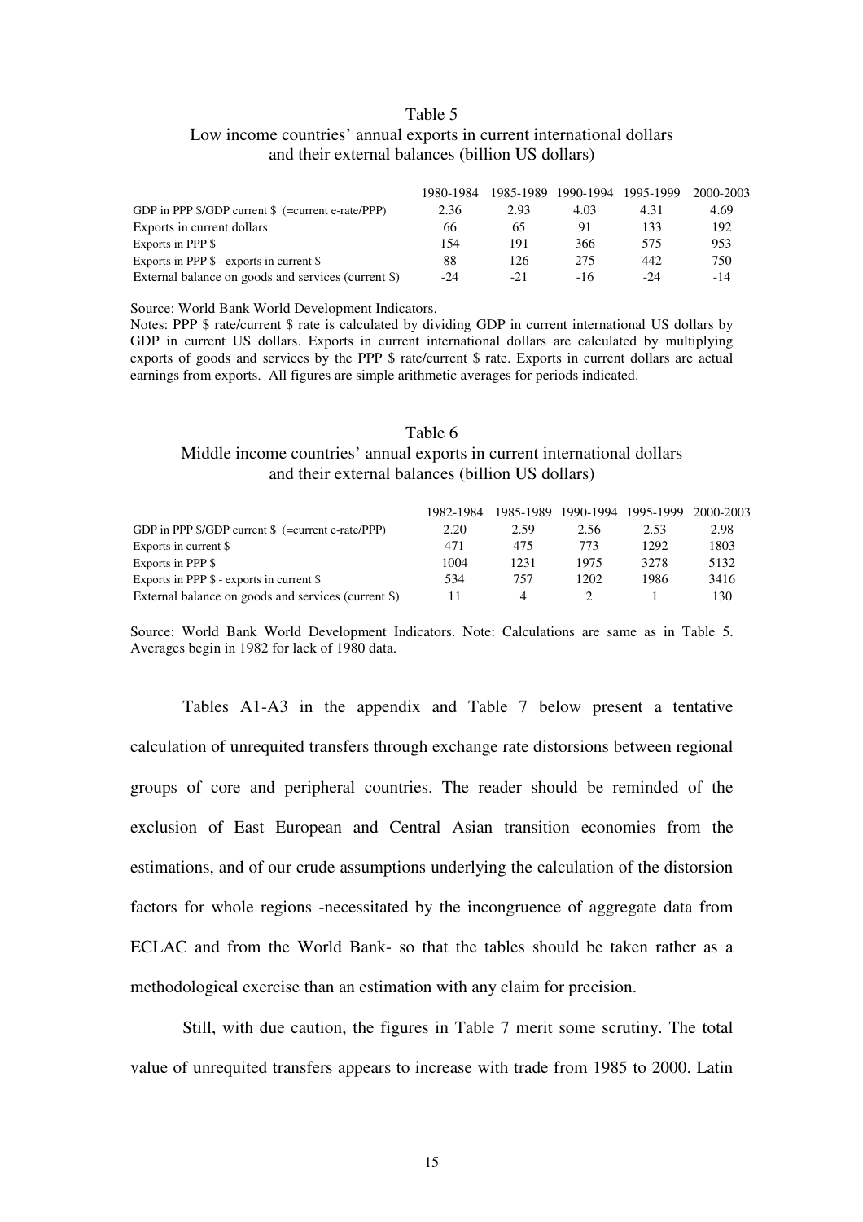Table 5
Low income countries' annual exports in current international dollars and their external balances (billion US dollars)

| | 1980-1984 | 1985-1989 | 1990-1994 | 1995-1999 | 2000-2003 |
|---|---|---|---|---|---|
| GDP in PPP $/GDP current $ (=current e-rate/PPP) | 2.36 | 2.93 | 4.03 | 4.31 | 4.69 |
| Exports in current dollars | 66 | 65 | 91 | 133 | 192 |
| Exports in PPP $ | 154 | 191 | 366 | 575 | 953 |
| Exports in PPP $ - exports in current $ | 88 | 126 | 275 | 442 | 750 |
| External balance on goods and services (current $) | -24 | -21 | -16 | -24 | -14 |

Source: World Bank World Development Indicators.
Notes: PPP $ rate/current $ rate is calculated by dividing GDP in current international US dollars by GDP in current US dollars. Exports in current international dollars are calculated by multiplying exports of goods and services by the PPP $ rate/current $ rate. Exports in current dollars are actual earnings from exports. All figures are simple arithmetic averages for periods indicated.

Table 6
Middle income countries' annual exports in current international dollars and their external balances (billion US dollars)

| | 1982-1984 | 1985-1989 | 1990-1994 | 1995-1999 | 2000-2003 |
|---|---|---|---|---|---|
| GDP in PPP $/GDP current $ (=current e-rate/PPP) | 2.20 | 2.59 | 2.56 | 2.53 | 2.98 |
| Exports in current $ | 471 | 475 | 773 | 1292 | 1803 |
| Exports in PPP $ | 1004 | 1231 | 1975 | 3278 | 5132 |
| Exports in PPP $ - exports in current $ | 534 | 757 | 1202 | 1986 | 3416 |
| External balance on goods and services (current $) | 11 | 4 | 2 | 1 | 130 |

Source: World Bank World Development Indicators. Note: Calculations are same as in Table 5. Averages begin in 1982 for lack of 1980 data.

Tables A1-A3 in the appendix and Table 7 below present a tentative calculation of unrequited transfers through exchange rate distorsions between regional groups of core and peripheral countries. The reader should be reminded of the exclusion of East European and Central Asian transition economies from the estimations, and of our crude assumptions underlying the calculation of the distorsion factors for whole regions -necessitated by the incongruence of aggregate data from ECLAC and from the World Bank- so that the tables should be taken rather as a methodological exercise than an estimation with any claim for precision.

Still, with due caution, the figures in Table 7 merit some scrutiny. The total value of unrequited transfers appears to increase with trade from 1985 to 2000. Latin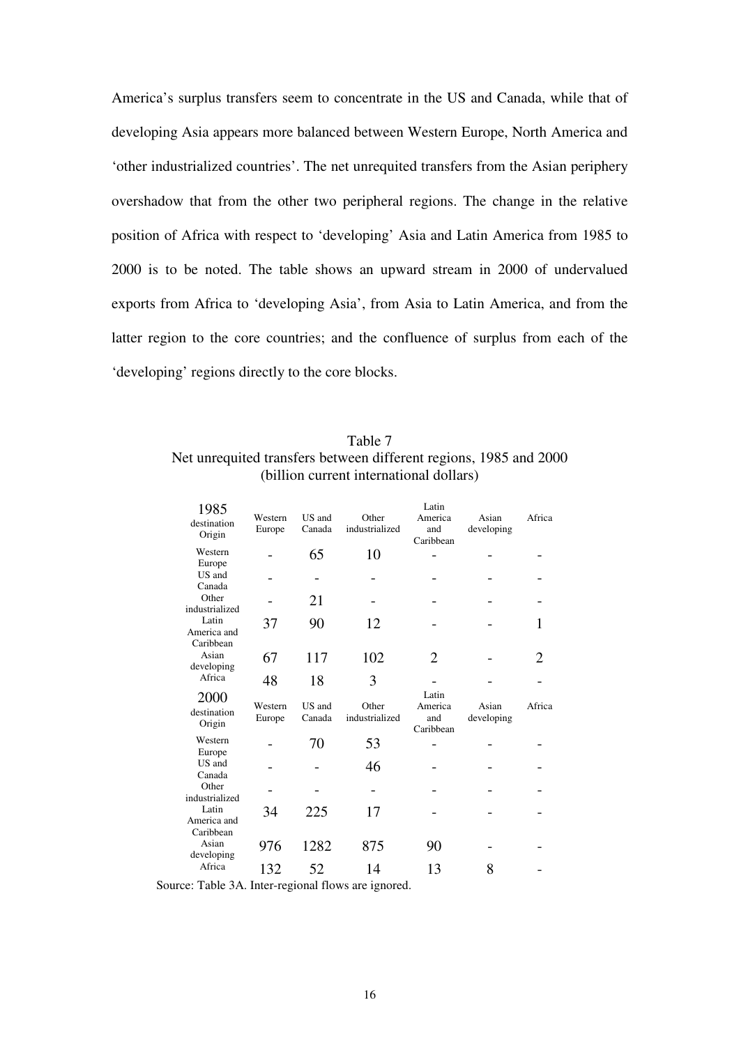America's surplus transfers seem to concentrate in the US and Canada, while that of developing Asia appears more balanced between Western Europe, North America and 'other industrialized countries'. The net unrequited transfers from the Asian periphery overshadow that from the other two peripheral regions. The change in the relative position of Africa with respect to 'developing' Asia and Latin America from 1985 to 2000 is to be noted. The table shows an upward stream in 2000 of undervalued exports from Africa to 'developing Asia', from Asia to Latin America, and from the latter region to the core countries; and the confluence of surplus from each of the 'developing' regions directly to the core blocks.

Table 7
Net unrequited transfers between different regions, 1985 and 2000
(billion current international dollars)

| 1985 destination Origin | Western Europe | US and Canada | Other industrialized | Latin America and Caribbean | Asian developing | Africa |
|---|---|---|---|---|---|---|
| Western Europe | - | 65 | 10 | - | - | - |
| US and Canada | - | - | - | - | - | - |
| Other industrialized | - | 21 | - | - | - | - |
| Latin America and Caribbean | 37 | 90 | 12 | - | - | 1 |
| Asian developing | 67 | 117 | 102 | 2 | - | 2 |
| Africa | 48 | 18 | 3 | - | - | - |
| **2000 destination Origin** | **Western Europe** | **US and Canada** | **Other industrialized** | **Latin America and Caribbean** | **Asian developing** | **Africa** |
| Western Europe | - | 70 | 53 | - | - | - |
| US and Canada | - | - | 46 | - | - | - |
| Other industrialized | - | - | - | - | - | - |
| Latin America and Caribbean | 34 | 225 | 17 | - | - | - |
| Asian developing | 976 | 1282 | 875 | 90 | - | - |
| Africa | 132 | 52 | 14 | 13 | 8 | - |

Source: Table 3A. Inter-regional flows are ignored.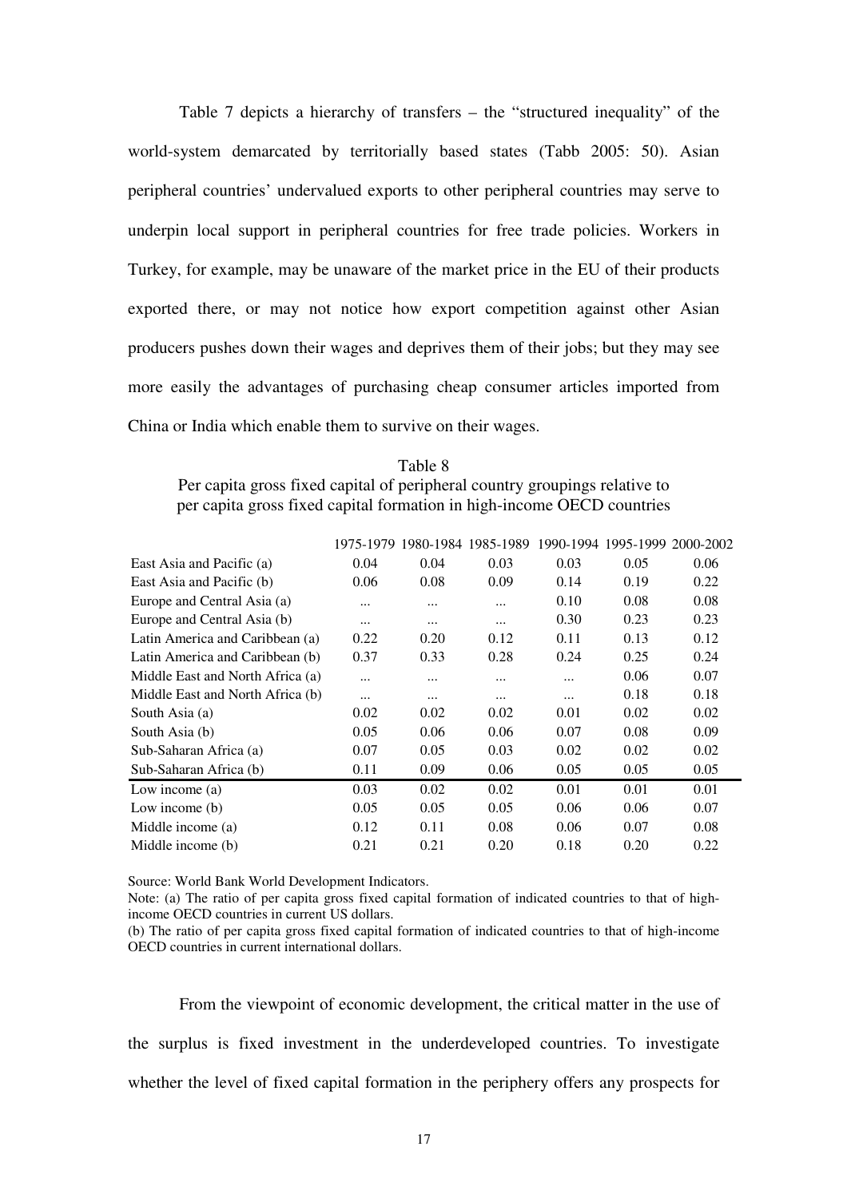Table 7 depicts a hierarchy of transfers – the "structured inequality" of the world-system demarcated by territorially based states (Tabb 2005: 50). Asian peripheral countries' undervalued exports to other peripheral countries may serve to underpin local support in peripheral countries for free trade policies. Workers in Turkey, for example, may be unaware of the market price in the EU of their products exported there, or may not notice how export competition against other Asian producers pushes down their wages and deprives them of their jobs; but they may see more easily the advantages of purchasing cheap consumer articles imported from China or India which enable them to survive on their wages.

Table 8
Per capita gross fixed capital of peripheral country groupings relative to per capita gross fixed capital formation in high-income OECD countries

| | 1975-1979 | 1980-1984 | 1985-1989 | 1990-1994 | 1995-1999 | 2000-2002 |
|---|---|---|---|---|---|---|
| East Asia and Pacific (a) | 0.04 | 0.04 | 0.03 | 0.03 | 0.05 | 0.06 |
| East Asia and Pacific (b) | 0.06 | 0.08 | 0.09 | 0.14 | 0.19 | 0.22 |
| Europe and Central Asia (a) | ... | ... | ... | 0.10 | 0.08 | 0.08 |
| Europe and Central Asia (b) | ... | ... | ... | 0.30 | 0.23 | 0.23 |
| Latin America and Caribbean (a) | 0.22 | 0.20 | 0.12 | 0.11 | 0.13 | 0.12 |
| Latin America and Caribbean (b) | 0.37 | 0.33 | 0.28 | 0.24 | 0.25 | 0.24 |
| Middle East and North Africa (a) | ... | ... | ... | ... | 0.06 | 0.07 |
| Middle East and North Africa (b) | ... | ... | ... | ... | 0.18 | 0.18 |
| South Asia (a) | 0.02 | 0.02 | 0.02 | 0.01 | 0.02 | 0.02 |
| South Asia (b) | 0.05 | 0.06 | 0.06 | 0.07 | 0.08 | 0.09 |
| Sub-Saharan Africa (a) | 0.07 | 0.05 | 0.03 | 0.02 | 0.02 | 0.02 |
| Sub-Saharan Africa (b) | 0.11 | 0.09 | 0.06 | 0.05 | 0.05 | 0.05 |
| Low income (a) | 0.03 | 0.02 | 0.02 | 0.01 | 0.01 | 0.01 |
| Low income (b) | 0.05 | 0.05 | 0.05 | 0.06 | 0.06 | 0.07 |
| Middle income (a) | 0.12 | 0.11 | 0.08 | 0.06 | 0.07 | 0.08 |
| Middle income (b) | 0.21 | 0.21 | 0.20 | 0.18 | 0.20 | 0.22 |

Source: World Bank World Development Indicators.

Note: (a) The ratio of per capita gross fixed capital formation of indicated countries to that of high-income OECD countries in current US dollars.

(b) The ratio of per capita gross fixed capital formation of indicated countries to that of high-income OECD countries in current international dollars.

From the viewpoint of economic development, the critical matter in the use of the surplus is fixed investment in the underdeveloped countries. To investigate whether the level of fixed capital formation in the periphery offers any prospects for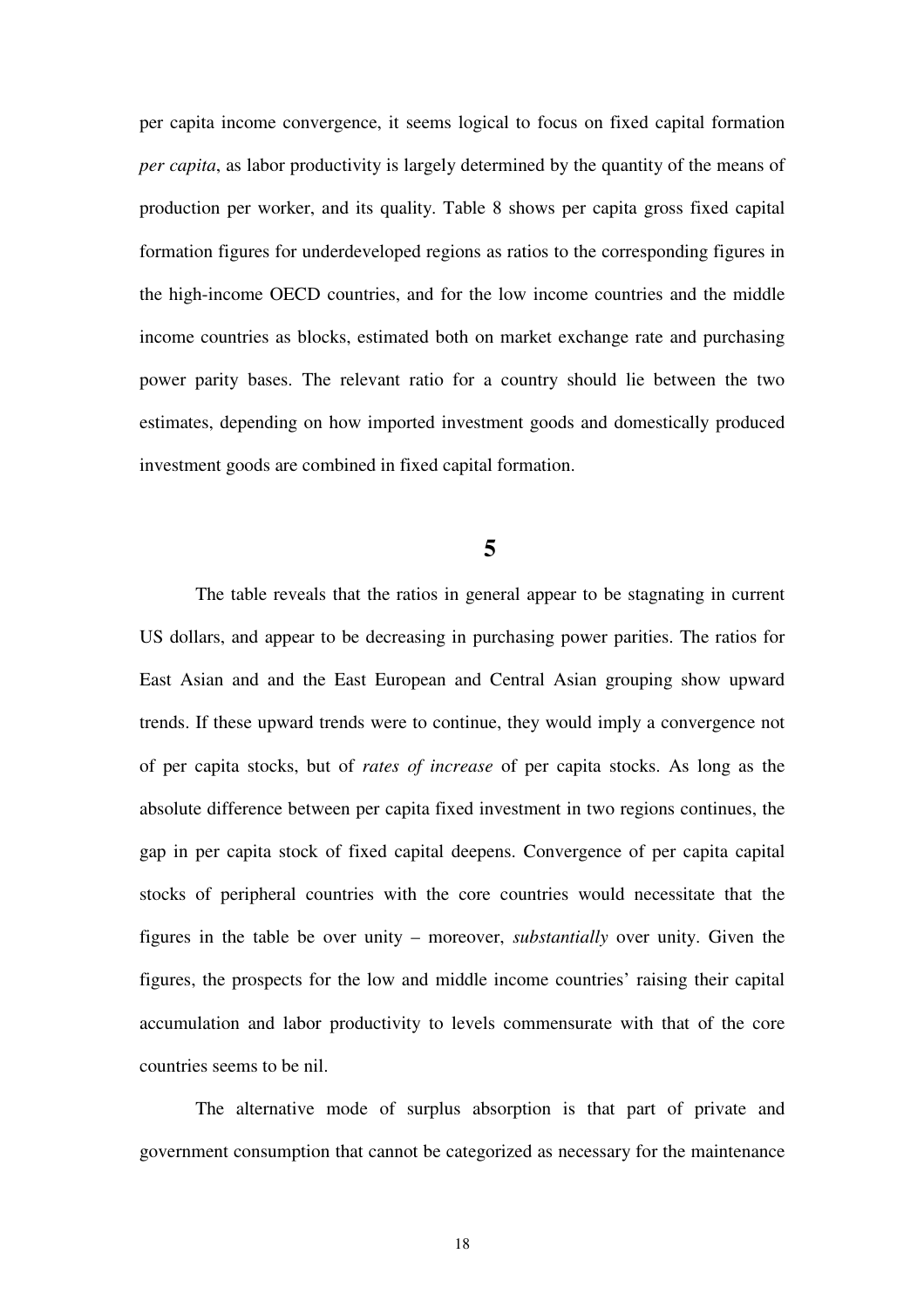per capita income convergence, it seems logical to focus on fixed capital formation *per capita*, as labor productivity is largely determined by the quantity of the means of production per worker, and its quality. Table 8 shows per capita gross fixed capital formation figures for underdeveloped regions as ratios to the corresponding figures in the high-income OECD countries, and for the low income countries and the middle income countries as blocks, estimated both on market exchange rate and purchasing power parity bases. The relevant ratio for a country should lie between the two estimates, depending on how imported investment goods and domestically produced investment goods are combined in fixed capital formation.

## 5

The table reveals that the ratios in general appear to be stagnating in current US dollars, and appear to be decreasing in purchasing power parities. The ratios for East Asian and and the East European and Central Asian grouping show upward trends. If these upward trends were to continue, they would imply a convergence not of per capita stocks, but of *rates of increase* of per capita stocks. As long as the absolute difference between per capita fixed investment in two regions continues, the gap in per capita stock of fixed capital deepens. Convergence of per capita capital stocks of peripheral countries with the core countries would necessitate that the figures in the table be over unity – moreover, *substantially* over unity. Given the figures, the prospects for the low and middle income countries' raising their capital accumulation and labor productivity to levels commensurate with that of the core countries seems to be nil.

The alternative mode of surplus absorption is that part of private and government consumption that cannot be categorized as necessary for the maintenance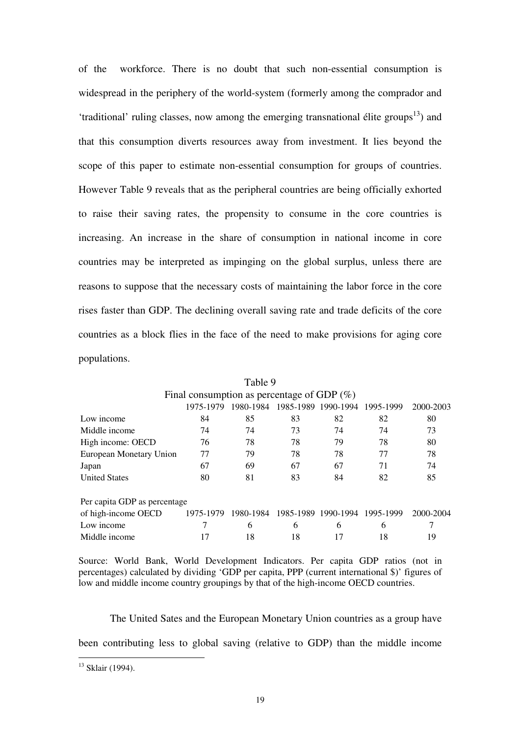of the workforce. There is no doubt that such non-essential consumption is widespread in the periphery of the world-system (formerly among the comprador and 'traditional' ruling classes, now among the emerging transnational élite groups[13]) and that this consumption diverts resources away from investment. It lies beyond the scope of this paper to estimate non-essential consumption for groups of countries. However Table 9 reveals that as the peripheral countries are being officially exhorted to raise their saving rates, the propensity to consume in the core countries is increasing. An increase in the share of consumption in national income in core countries may be interpreted as impinging on the global surplus, unless there are reasons to suppose that the necessary costs of maintaining the labor force in the core rises faster than GDP. The declining overall saving rate and trade deficits of the core countries as a block flies in the face of the need to make provisions for aging core populations.

Table 9

Final consumption as percentage of GDP (%)

| | 1975-1979 | 1980-1984 | 1985-1989 | 1990-1994 | 1995-1999 | 2000-2003 |
|---|---|---|---|---|---|---|
| Low income | 84 | 85 | 83 | 82 | 82 | 80 |
| Middle income | 74 | 74 | 73 | 74 | 74 | 73 |
| High income: OECD | 76 | 78 | 78 | 79 | 78 | 80 |
| European Monetary Union | 77 | 79 | 78 | 78 | 77 | 78 |
| Japan | 67 | 69 | 67 | 67 | 71 | 74 |
| United States | 80 | 81 | 83 | 84 | 82 | 85 |

| Per capita GDP as percentage of high-income OECD | 1975-1979 | 1980-1984 | 1985-1989 | 1990-1994 | 1995-1999 | 2000-2004 |
|---|---|---|---|---|---|---|
| Low income | 7 | 6 | 6 | 6 | 6 | 7 |
| Middle income | 17 | 18 | 18 | 17 | 18 | 19 |

Source: World Bank, World Development Indicators. Per capita GDP ratios (not in percentages) calculated by dividing 'GDP per capita, PPP (current international $)' figures of low and middle income country groupings by that of the high-income OECD countries.

The United Sates and the European Monetary Union countries as a group have been contributing less to global saving (relative to GDP) than the middle income

[13] Sklair (1994).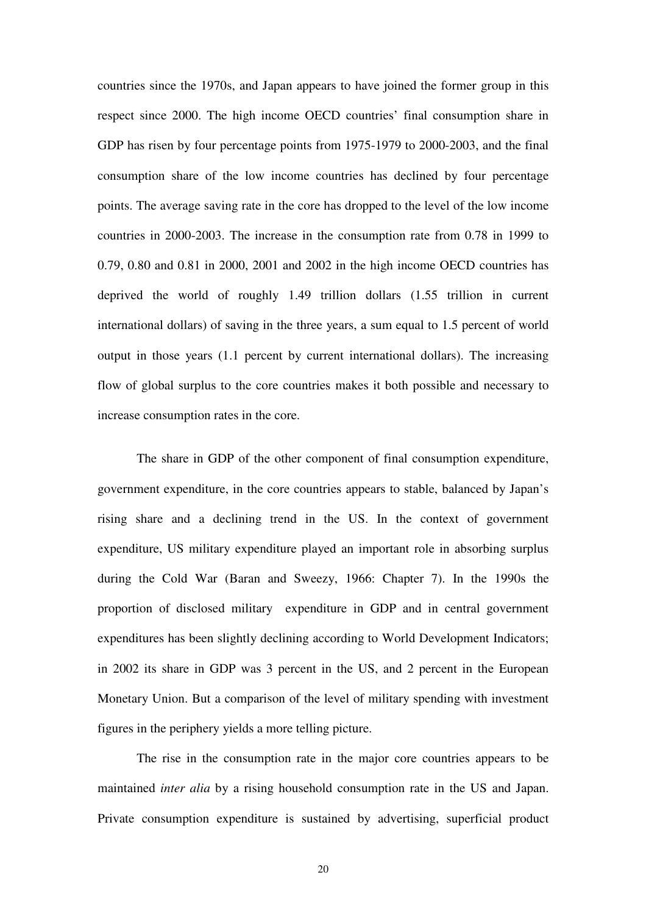countries since the 1970s, and Japan appears to have joined the former group in this respect since 2000. The high income OECD countries' final consumption share in GDP has risen by four percentage points from 1975-1979 to 2000-2003, and the final consumption share of the low income countries has declined by four percentage points. The average saving rate in the core has dropped to the level of the low income countries in 2000-2003. The increase in the consumption rate from 0.78 in 1999 to 0.79, 0.80 and 0.81 in 2000, 2001 and 2002 in the high income OECD countries has deprived the world of roughly 1.49 trillion dollars (1.55 trillion in current international dollars) of saving in the three years, a sum equal to 1.5 percent of world output in those years (1.1 percent by current international dollars). The increasing flow of global surplus to the core countries makes it both possible and necessary to increase consumption rates in the core.

The share in GDP of the other component of final consumption expenditure, government expenditure, in the core countries appears to stable, balanced by Japan's rising share and a declining trend in the US. In the context of government expenditure, US military expenditure played an important role in absorbing surplus during the Cold War (Baran and Sweezy, 1966: Chapter 7). In the 1990s the proportion of disclosed military expenditure in GDP and in central government expenditures has been slightly declining according to World Development Indicators; in 2002 its share in GDP was 3 percent in the US, and 2 percent in the European Monetary Union. But a comparison of the level of military spending with investment figures in the periphery yields a more telling picture.

The rise in the consumption rate in the major core countries appears to be maintained *inter alia* by a rising household consumption rate in the US and Japan. Private consumption expenditure is sustained by advertising, superficial product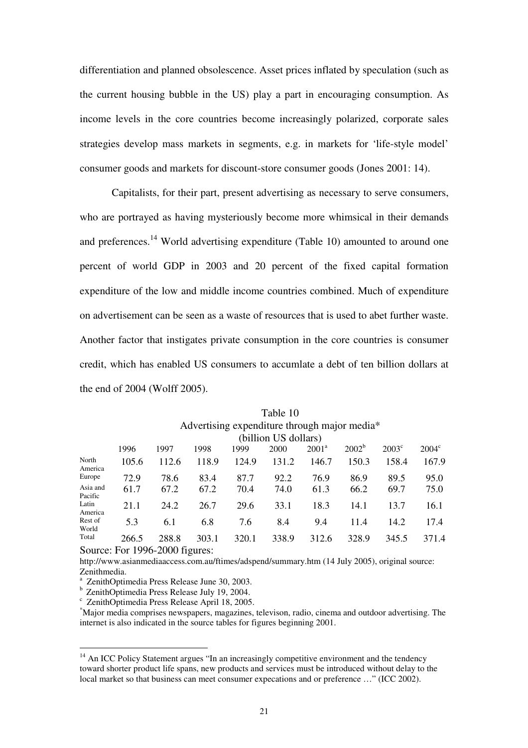differentiation and planned obsolescence. Asset prices inflated by speculation (such as the current housing bubble in the US) play a part in encouraging consumption. As income levels in the core countries become increasingly polarized, corporate sales strategies develop mass markets in segments, e.g. in markets for 'life-style model' consumer goods and markets for discount-store consumer goods (Jones 2001: 14).

Capitalists, for their part, present advertising as necessary to serve consumers, who are portrayed as having mysteriously become more whimsical in their demands and preferences.[14] World advertising expenditure (Table 10) amounted to around one percent of world GDP in 2003 and 20 percent of the fixed capital formation expenditure of the low and middle income countries combined. Much of expenditure on advertisement can be seen as a waste of resources that is used to abet further waste. Another factor that instigates private consumption in the core countries is consumer credit, which has enabled US consumers to accumlate a debt of ten billion dollars at the end of 2004 (Wolff 2005).

Table 10
Advertising expenditure through major media*
(billion US dollars)

| | 1996 | 1997 | 1998 | 1999 | 2000 | 2001[a] | 2002[b] | 2003[c] | 2004[c] |
|---|---|---|---|---|---|---|---|---|---|
| North America | 105.6 | 112.6 | 118.9 | 124.9 | 131.2 | 146.7 | 150.3 | 158.4 | 167.9 |
| Europe | 72.9 | 78.6 | 83.4 | 87.7 | 92.2 | 76.9 | 86.9 | 89.5 | 95.0 |
| Asia and Pacific | 61.7 | 67.2 | 67.2 | 70.4 | 74.0 | 61.3 | 66.2 | 69.7 | 75.0 |
| Latin America | 21.1 | 24.2 | 26.7 | 29.6 | 33.1 | 18.3 | 14.1 | 13.7 | 16.1 |
| Rest of World | 5.3 | 6.1 | 6.8 | 7.6 | 8.4 | 9.4 | 11.4 | 14.2 | 17.4 |
| Total | 266.5 | 288.8 | 303.1 | 320.1 | 338.9 | 312.6 | 328.9 | 345.5 | 371.4 |

Source: For 1996-2000 figures:
http://www.asianmediaaccess.com.au/ftimes/adspend/summary.htm (14 July 2005), original source: Zenithmedia.

[a] ZenithOptimedia Press Release June 30, 2003.

[b] ZenithOptimedia Press Release July 19, 2004.

[c] ZenithOptimedia Press Release April 18, 2005.

*Major media comprises newspapers, magazines, televison, radio, cinema and outdoor advertising. The internet is also indicated in the source tables for figures beginning 2001.

[14] An ICC Policy Statement argues "In an increasingly competitive environment and the tendency toward shorter product life spans, new products and services must be introduced without delay to the local market so that business can meet consumer expecations and or preference …" (ICC 2002).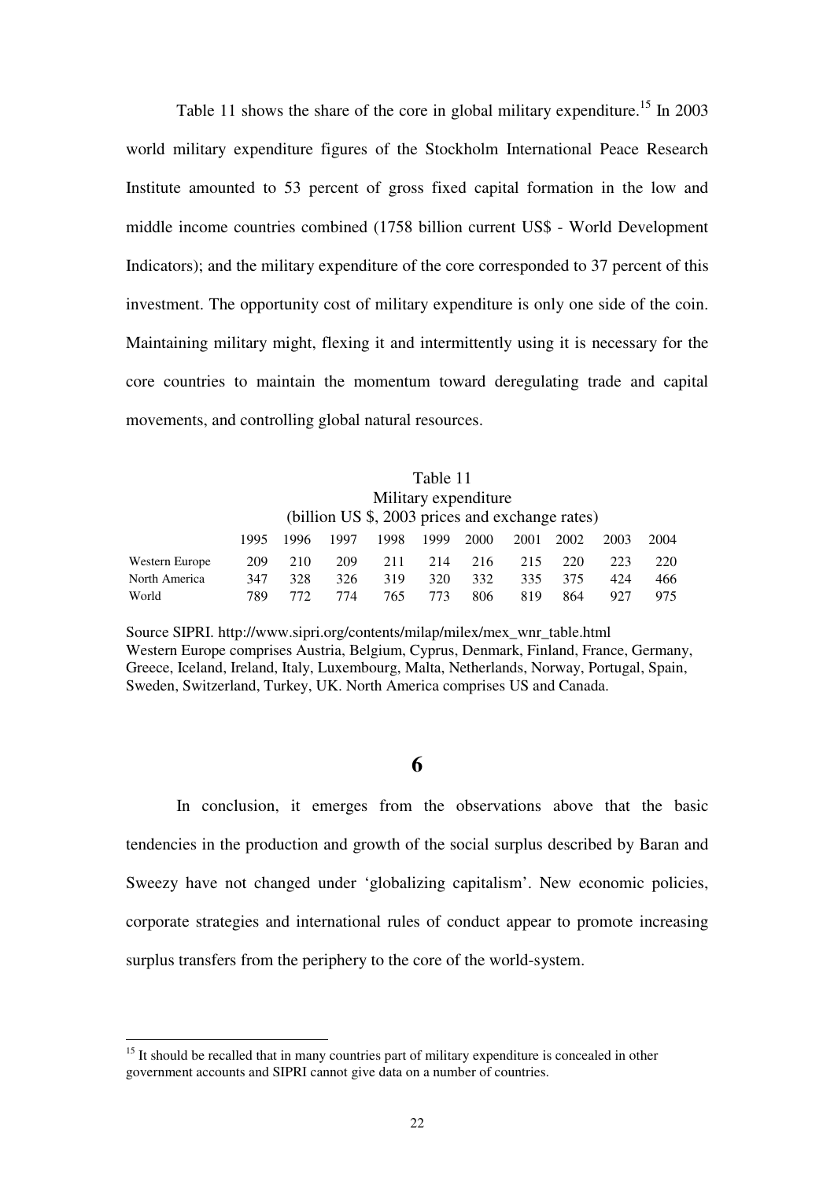Table 11 shows the share of the core in global military expenditure.[15] In 2003 world military expenditure figures of the Stockholm International Peace Research Institute amounted to 53 percent of gross fixed capital formation in the low and middle income countries combined (1758 billion current US$ - World Development Indicators); and the military expenditure of the core corresponded to 37 percent of this investment. The opportunity cost of military expenditure is only one side of the coin. Maintaining military might, flexing it and intermittently using it is necessary for the core countries to maintain the momentum toward deregulating trade and capital movements, and controlling global natural resources.

Table 11
Military expenditure
(billion US $, 2003 prices and exchange rates)

| | 1995 | 1996 | 1997 | 1998 | 1999 | 2000 | 2001 | 2002 | 2003 | 2004 |
|---|---|---|---|---|---|---|---|---|---|---|
| Western Europe | 209 | 210 | 209 | 211 | 214 | 216 | 215 | 220 | 223 | 220 |
| North America | 347 | 328 | 326 | 319 | 320 | 332 | 335 | 375 | 424 | 466 |
| World | 789 | 772 | 774 | 765 | 773 | 806 | 819 | 864 | 927 | 975 |

Source SIPRI. http://www.sipri.org/contents/milap/milex/mex_wnr_table.html
Western Europe comprises Austria, Belgium, Cyprus, Denmark, Finland, France, Germany, Greece, Iceland, Ireland, Italy, Luxembourg, Malta, Netherlands, Norway, Portugal, Spain, Sweden, Switzerland, Turkey, UK. North America comprises US and Canada.

## 6

In conclusion, it emerges from the observations above that the basic tendencies in the production and growth of the social surplus described by Baran and Sweezy have not changed under 'globalizing capitalism'. New economic policies, corporate strategies and international rules of conduct appear to promote increasing surplus transfers from the periphery to the core of the world-system.

[15] It should be recalled that in many countries part of military expenditure is concealed in other government accounts and SIPRI cannot give data on a number of countries.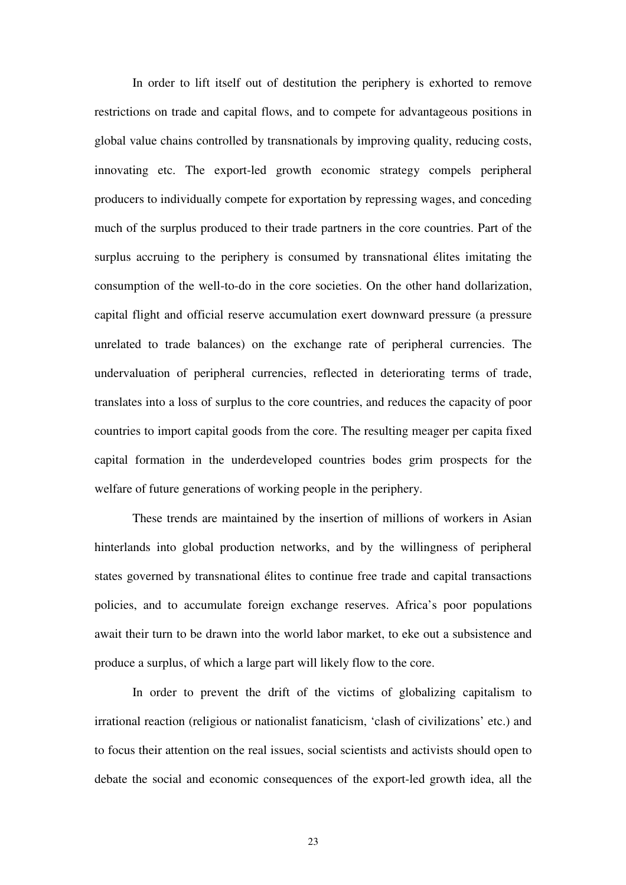In order to lift itself out of destitution the periphery is exhorted to remove restrictions on trade and capital flows, and to compete for advantageous positions in global value chains controlled by transnationals by improving quality, reducing costs, innovating etc. The export-led growth economic strategy compels peripheral producers to individually compete for exportation by repressing wages, and conceding much of the surplus produced to their trade partners in the core countries. Part of the surplus accruing to the periphery is consumed by transnational élites imitating the consumption of the well-to-do in the core societies. On the other hand dollarization, capital flight and official reserve accumulation exert downward pressure (a pressure unrelated to trade balances) on the exchange rate of peripheral currencies. The undervaluation of peripheral currencies, reflected in deteriorating terms of trade, translates into a loss of surplus to the core countries, and reduces the capacity of poor countries to import capital goods from the core. The resulting meager per capita fixed capital formation in the underdeveloped countries bodes grim prospects for the welfare of future generations of working people in the periphery.

These trends are maintained by the insertion of millions of workers in Asian hinterlands into global production networks, and by the willingness of peripheral states governed by transnational élites to continue free trade and capital transactions policies, and to accumulate foreign exchange reserves. Africa's poor populations await their turn to be drawn into the world labor market, to eke out a subsistence and produce a surplus, of which a large part will likely flow to the core.

In order to prevent the drift of the victims of globalizing capitalism to irrational reaction (religious or nationalist fanaticism, 'clash of civilizations' etc.) and to focus their attention on the real issues, social scientists and activists should open to debate the social and economic consequences of the export-led growth idea, all the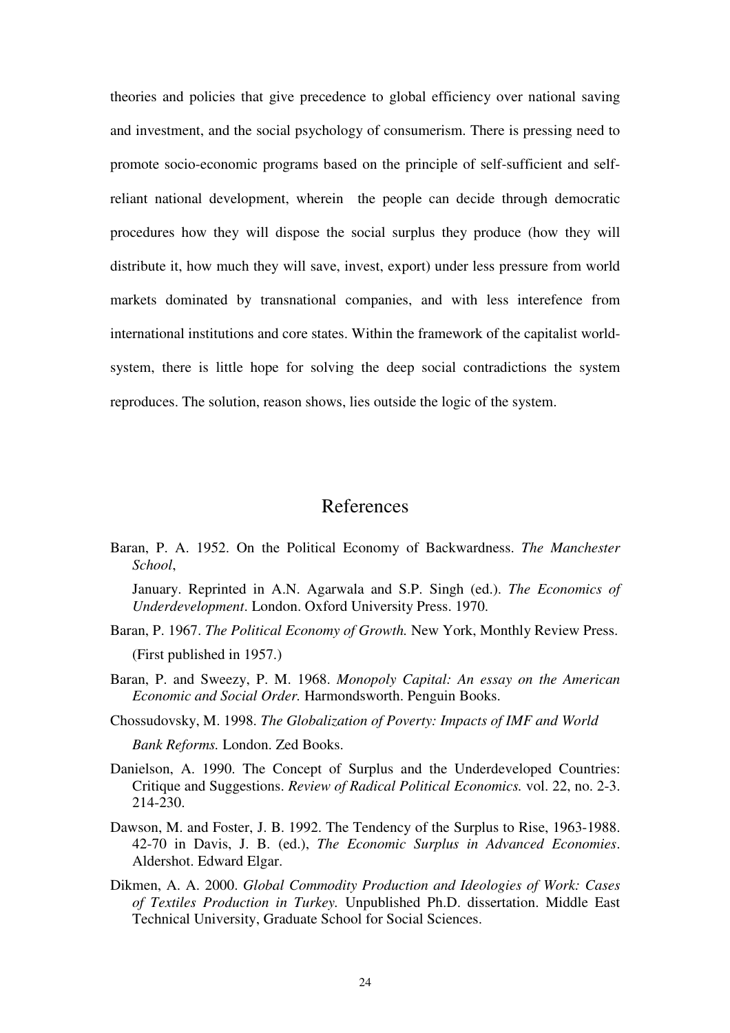theories and policies that give precedence to global efficiency over national saving and investment, and the social psychology of consumerism. There is pressing need to promote socio-economic programs based on the principle of self-sufficient and self-reliant national development, wherein the people can decide through democratic procedures how they will dispose the social surplus they produce (how they will distribute it, how much they will save, invest, export) under less pressure from world markets dominated by transnational companies, and with less interefence from international institutions and core states. Within the framework of the capitalist world-system, there is little hope for solving the deep social contradictions the system reproduces. The solution, reason shows, lies outside the logic of the system.

## References

Baran, P. A. 1952. On the Political Economy of Backwardness. *The Manchester School*,

January. Reprinted in A.N. Agarwala and S.P. Singh (ed.). *The Economics of Underdevelopment*. London. Oxford University Press. 1970.

Baran, P. 1967. *The Political Economy of Growth.* New York, Monthly Review Press. (First published in 1957.)

Baran, P. and Sweezy, P. M. 1968. *Monopoly Capital: An essay on the American Economic and Social Order.* Harmondsworth. Penguin Books.

Chossudovsky, M. 1998. *The Globalization of Poverty: Impacts of IMF and World Bank Reforms.* London. Zed Books.

Danielson, A. 1990. The Concept of Surplus and the Underdeveloped Countries: Critique and Suggestions. *Review of Radical Political Economics.* vol. 22, no. 2-3. 214-230.

Dawson, M. and Foster, J. B. 1992. The Tendency of the Surplus to Rise, 1963-1988. 42-70 in Davis, J. B. (ed.), *The Economic Surplus in Advanced Economies*. Aldershot. Edward Elgar.

Dikmen, A. A. 2000. *Global Commodity Production and Ideologies of Work: Cases of Textiles Production in Turkey.* Unpublished Ph.D. dissertation. Middle East Technical University, Graduate School for Social Sciences.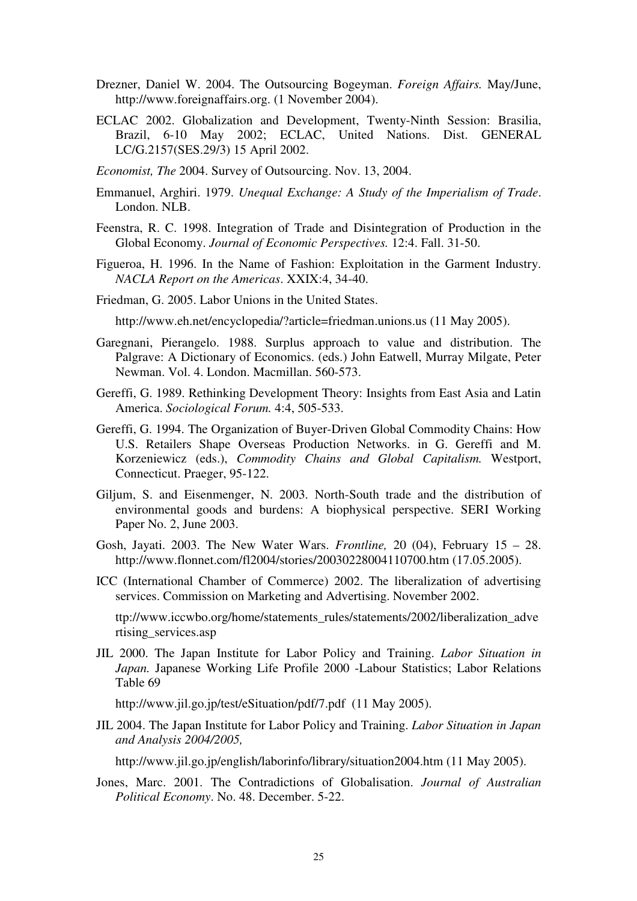Drezner, Daniel W. 2004. The Outsourcing Bogeyman. *Foreign Affairs.* May/June, http://www.foreignaffairs.org. (1 November 2004).

ECLAC 2002. Globalization and Development, Twenty-Ninth Session: Brasilia, Brazil, 6-10 May 2002; ECLAC, United Nations. Dist. GENERAL LC/G.2157(SES.29/3) 15 April 2002.

*Economist, The* 2004. Survey of Outsourcing. Nov. 13, 2004.

Emmanuel, Arghiri. 1979. *Unequal Exchange: A Study of the Imperialism of Trade*. London. NLB.

Feenstra, R. C. 1998. Integration of Trade and Disintegration of Production in the Global Economy. *Journal of Economic Perspectives.* 12:4. Fall. 31-50.

Figueroa, H. 1996. In the Name of Fashion: Exploitation in the Garment Industry. *NACLA Report on the Americas*. XXIX:4, 34-40.

Friedman, G. 2005. Labor Unions in the United States.

http://www.eh.net/encyclopedia/?article=friedman.unions.us (11 May 2005).

Garegnani, Pierangelo. 1988. Surplus approach to value and distribution. The Palgrave: A Dictionary of Economics. (eds.) John Eatwell, Murray Milgate, Peter Newman. Vol. 4. London. Macmillan. 560-573.

Gereffi, G. 1989. Rethinking Development Theory: Insights from East Asia and Latin America. *Sociological Forum.* 4:4, 505-533.

Gereffi, G. 1994. The Organization of Buyer-Driven Global Commodity Chains: How U.S. Retailers Shape Overseas Production Networks. in G. Gereffi and M. Korzeniewicz (eds.), *Commodity Chains and Global Capitalism.* Westport, Connecticut. Praeger, 95-122.

Giljum, S. and Eisenmenger, N. 2003. North-South trade and the distribution of environmental goods and burdens: A biophysical perspective. SERI Working Paper No. 2, June 2003.

Gosh, Jayati. 2003. The New Water Wars. *Frontline,* 20 (04), February 15 – 28. http://www.flonnet.com/fl2004/stories/20030228004110700.htm (17.05.2005).

ICC (International Chamber of Commerce) 2002. The liberalization of advertising services. Commission on Marketing and Advertising. November 2002.

ttp://www.iccwbo.org/home/statements_rules/statements/2002/liberalization_advertising_services.asp

JIL 2000. The Japan Institute for Labor Policy and Training. *Labor Situation in Japan.* Japanese Working Life Profile 2000 -Labour Statistics; Labor Relations Table 69

http://www.jil.go.jp/test/eSituation/pdf/7.pdf (11 May 2005).

JIL 2004. The Japan Institute for Labor Policy and Training. *Labor Situation in Japan and Analysis 2004/2005,*

http://www.jil.go.jp/english/laborinfo/library/situation2004.htm (11 May 2005).

Jones, Marc. 2001. The Contradictions of Globalisation. *Journal of Australian Political Economy*. No. 48. December. 5-22.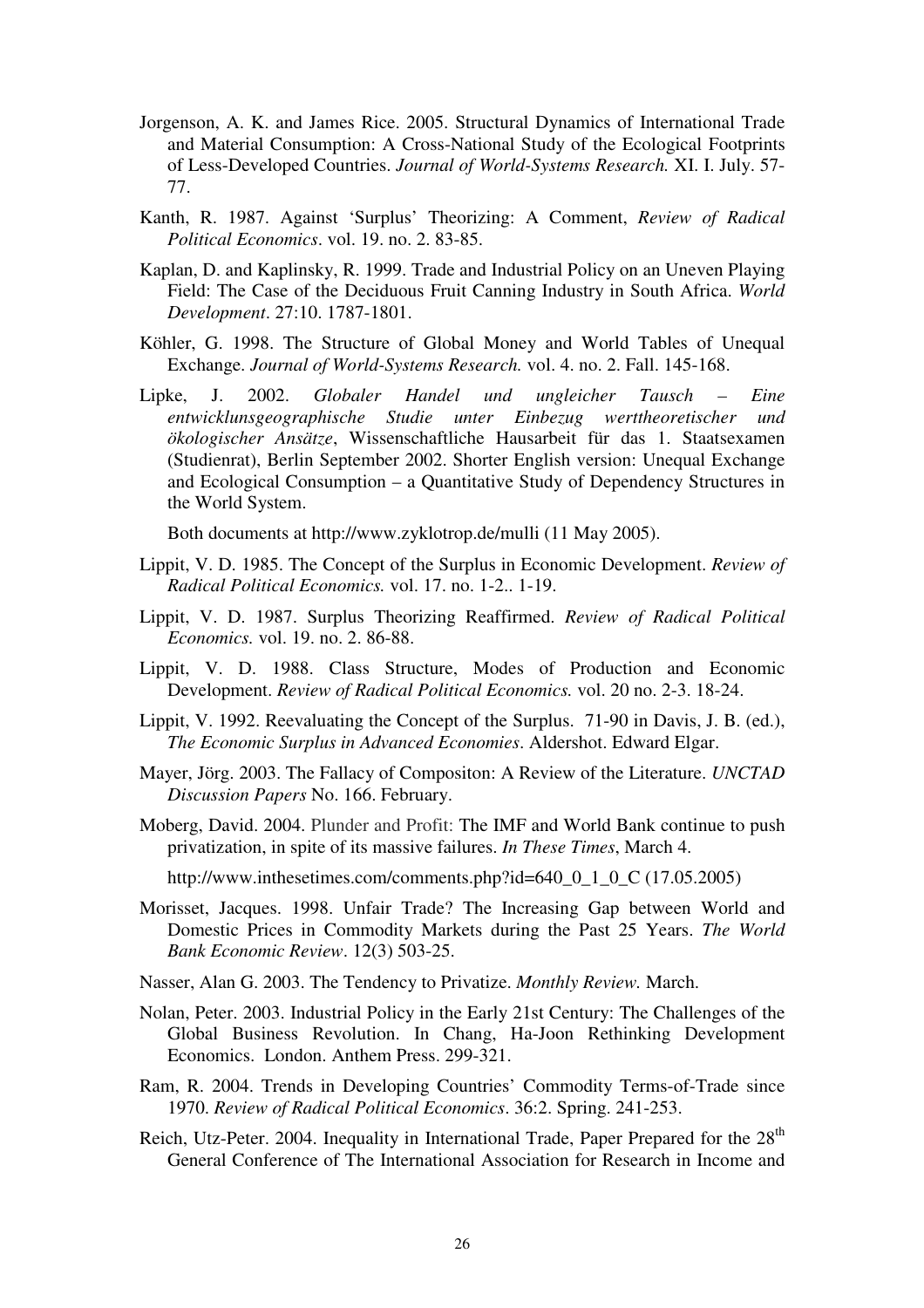Jorgenson, A. K. and James Rice. 2005. Structural Dynamics of International Trade and Material Consumption: A Cross-National Study of the Ecological Footprints of Less-Developed Countries. *Journal of World-Systems Research.* XI. I. July. 57-77.

Kanth, R. 1987. Against 'Surplus' Theorizing: A Comment, *Review of Radical Political Economics*. vol. 19. no. 2. 83-85.

Kaplan, D. and Kaplinsky, R. 1999. Trade and Industrial Policy on an Uneven Playing Field: The Case of the Deciduous Fruit Canning Industry in South Africa. *World Development*. 27:10. 1787-1801.

Köhler, G. 1998. The Structure of Global Money and World Tables of Unequal Exchange. *Journal of World-Systems Research.* vol. 4. no. 2. Fall. 145-168.

Lipke, J. 2002. *Globaler Handel und ungleicher Tausch – Eine entwicklunsgeographische Studie unter Einbezug werttheoretischer und ökologischer Ansätze*, Wissenschaftliche Hausarbeit für das 1. Staatsexamen (Studienrat), Berlin September 2002. Shorter English version: Unequal Exchange and Ecological Consumption – a Quantitative Study of Dependency Structures in the World System.

Both documents at http://www.zyklotrop.de/mulli (11 May 2005).

Lippit, V. D. 1985. The Concept of the Surplus in Economic Development. *Review of Radical Political Economics.* vol. 17. no. 1-2.. 1-19.

Lippit, V. D. 1987. Surplus Theorizing Reaffirmed. *Review of Radical Political Economics.* vol. 19. no. 2. 86-88.

Lippit, V. D. 1988. Class Structure, Modes of Production and Economic Development. *Review of Radical Political Economics.* vol. 20 no. 2-3. 18-24.

Lippit, V. 1992. Reevaluating the Concept of the Surplus. 71-90 in Davis, J. B. (ed.), *The Economic Surplus in Advanced Economies*. Aldershot. Edward Elgar.

Mayer, Jörg. 2003. The Fallacy of Compositon: A Review of the Literature. *UNCTAD Discussion Papers* No. 166. February.

Moberg, David. 2004. Plunder and Profit: The IMF and World Bank continue to push privatization, in spite of its massive failures. *In These Times*, March 4.

http://www.inthesetimes.com/comments.php?id=640_0_1_0_C (17.05.2005)

Morisset, Jacques. 1998. Unfair Trade? The Increasing Gap between World and Domestic Prices in Commodity Markets during the Past 25 Years. *The World Bank Economic Review*. 12(3) 503-25.

Nasser, Alan G. 2003. The Tendency to Privatize. *Monthly Review.* March.

Nolan, Peter. 2003. Industrial Policy in the Early 21st Century: The Challenges of the Global Business Revolution. In Chang, Ha-Joon Rethinking Development Economics. London. Anthem Press. 299-321.

Ram, R. 2004. Trends in Developing Countries' Commodity Terms-of-Trade since 1970. *Review of Radical Political Economics*. 36:2. Spring. 241-253.

Reich, Utz-Peter. 2004. Inequality in International Trade, Paper Prepared for the 28th General Conference of The International Association for Research in Income and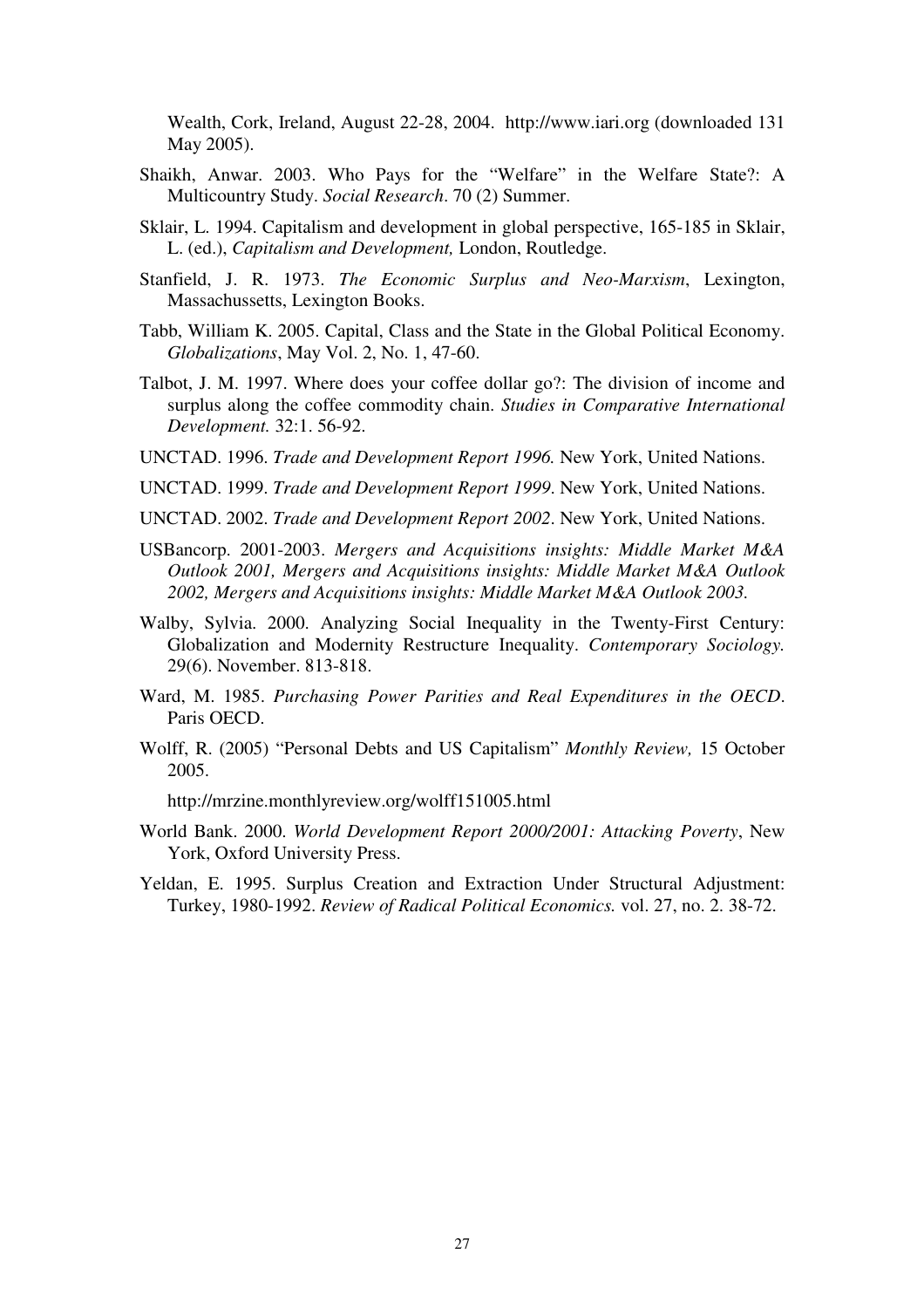Wealth, Cork, Ireland, August 22-28, 2004. http://www.iari.org (downloaded 131 May 2005).

Shaikh, Anwar. 2003. Who Pays for the "Welfare" in the Welfare State?: A Multicountry Study. *Social Research*. 70 (2) Summer.

Sklair, L. 1994. Capitalism and development in global perspective, 165-185 in Sklair, L. (ed.), *Capitalism and Development,* London, Routledge.

Stanfield, J. R. 1973. *The Economic Surplus and Neo-Marxism*, Lexington, Massachussetts, Lexington Books.

Tabb, William K. 2005. Capital, Class and the State in the Global Political Economy. *Globalizations*, May Vol. 2, No. 1, 47-60.

Talbot, J. M. 1997. Where does your coffee dollar go?: The division of income and surplus along the coffee commodity chain. *Studies in Comparative International Development.* 32:1. 56-92.

UNCTAD. 1996. *Trade and Development Report 1996.* New York, United Nations.

UNCTAD. 1999. *Trade and Development Report 1999*. New York, United Nations.

UNCTAD. 2002. *Trade and Development Report 2002*. New York, United Nations.

USBancorp. 2001-2003. *Mergers and Acquisitions insights: Middle Market M&A Outlook 2001, Mergers and Acquisitions insights: Middle Market M&A Outlook 2002, Mergers and Acquisitions insights: Middle Market M&A Outlook 2003.*

Walby, Sylvia. 2000. Analyzing Social Inequality in the Twenty-First Century: Globalization and Modernity Restructure Inequality. *Contemporary Sociology.* 29(6). November. 813-818.

Ward, M. 1985. *Purchasing Power Parities and Real Expenditures in the OECD*. Paris OECD.

Wolff, R. (2005) "Personal Debts and US Capitalism" *Monthly Review,* 15 October 2005.

http://mrzine.monthlyreview.org/wolff151005.html

World Bank. 2000. *World Development Report 2000/2001: Attacking Poverty*, New York, Oxford University Press.

Yeldan, E. 1995. Surplus Creation and Extraction Under Structural Adjustment: Turkey, 1980-1992. *Review of Radical Political Economics.* vol. 27, no. 2. 38-72.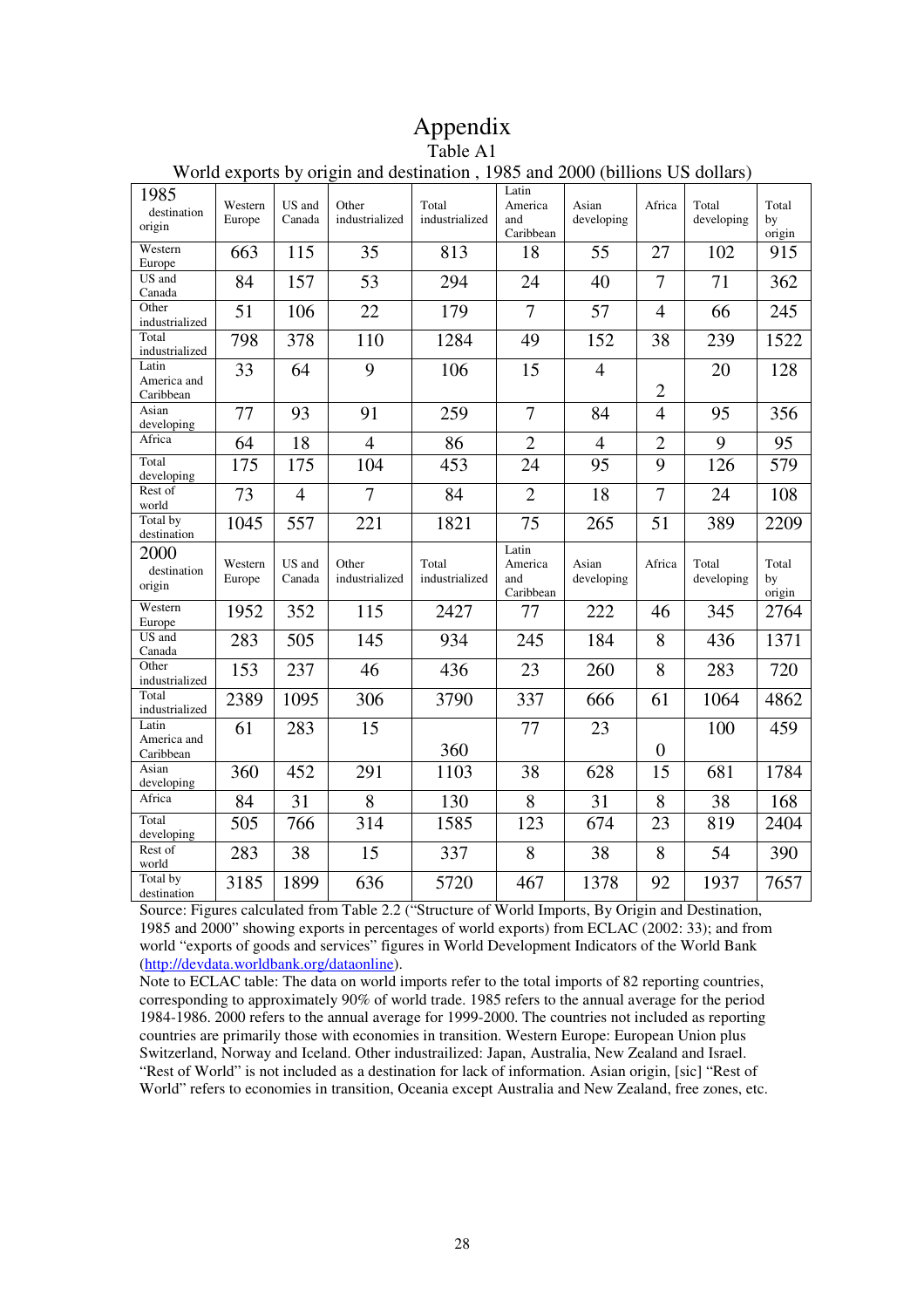# Appendix

Table A1

World exports by origin and destination , 1985 and 2000 (billions US dollars)

| 1985 destination origin | Western Europe | US and Canada | Other industrialized | Total industrialized | Latin America and Caribbean | Asian developing | Africa | Total developing | Total by origin |
|---|---|---|---|---|---|---|---|---|---|
| Western Europe | 663 | 115 | 35 | 813 | 18 | 55 | 27 | 102 | 915 |
| US and Canada | 84 | 157 | 53 | 294 | 24 | 40 | 7 | 71 | 362 |
| Other industrialized | 51 | 106 | 22 | 179 | 7 | 57 | 4 | 66 | 245 |
| Total industrialized | 798 | 378 | 110 | 1284 | 49 | 152 | 38 | 239 | 1522 |
| Latin America and Caribbean | 33 | 64 | 9 | 106 | 15 | 4 | 2 | 20 | 128 |
| Asian developing | 77 | 93 | 91 | 259 | 7 | 84 | 4 | 95 | 356 |
| Africa | 64 | 18 | 4 | 86 | 2 | 4 | 2 | 9 | 95 |
| Total developing | 175 | 175 | 104 | 453 | 24 | 95 | 9 | 126 | 579 |
| Rest of world | 73 | 4 | 7 | 84 | 2 | 18 | 7 | 24 | 108 |
| Total by destination | 1045 | 557 | 221 | 1821 | 75 | 265 | 51 | 389 | 2209 |
| **2000** destination origin | Western Europe | US and Canada | Other industrialized | Total industrialized | Latin America and Caribbean | Asian developing | Africa | Total developing | Total by origin |
| Western Europe | 1952 | 352 | 115 | 2427 | 77 | 222 | 46 | 345 | 2764 |
| US and Canada | 283 | 505 | 145 | 934 | 245 | 184 | 8 | 436 | 1371 |
| Other industrialized | 153 | 237 | 46 | 436 | 23 | 260 | 8 | 283 | 720 |
| Total industrialized | 2389 | 1095 | 306 | 3790 | 337 | 666 | 61 | 1064 | 4862 |
| Latin America and Caribbean | 61 | 283 | 15 | 360 | 77 | 23 | 0 | 100 | 459 |
| Asian developing | 360 | 452 | 291 | 1103 | 38 | 628 | 15 | 681 | 1784 |
| Africa | 84 | 31 | 8 | 130 | 8 | 31 | 8 | 38 | 168 |
| Total developing | 505 | 766 | 314 | 1585 | 123 | 674 | 23 | 819 | 2404 |
| Rest of world | 283 | 38 | 15 | 337 | 8 | 38 | 8 | 54 | 390 |
| Total by destination | 3185 | 1899 | 636 | 5720 | 467 | 1378 | 92 | 1937 | 7657 |

Source: Figures calculated from Table 2.2 ("Structure of World Imports, By Origin and Destination, 1985 and 2000" showing exports in percentages of world exports) from ECLAC (2002: 33); and from world "exports of goods and services" figures in World Development Indicators of the World Bank (http://devdata.worldbank.org/dataonline).

Note to ECLAC table: The data on world imports refer to the total imports of 82 reporting countries, corresponding to approximately 90% of world trade. 1985 refers to the annual average for the period 1984-1986. 2000 refers to the annual average for 1999-2000. The countries not included as reporting countries are primarily those with economies in transition. Western Europe: European Union plus Switzerland, Norway and Iceland. Other industrialized: Japan, Australia, New Zealand and Israel. "Rest of World" is not included as a destination for lack of information. Asian origin, [sic] "Rest of World" refers to economies in transition, Oceania except Australia and New Zealand, free zones, etc.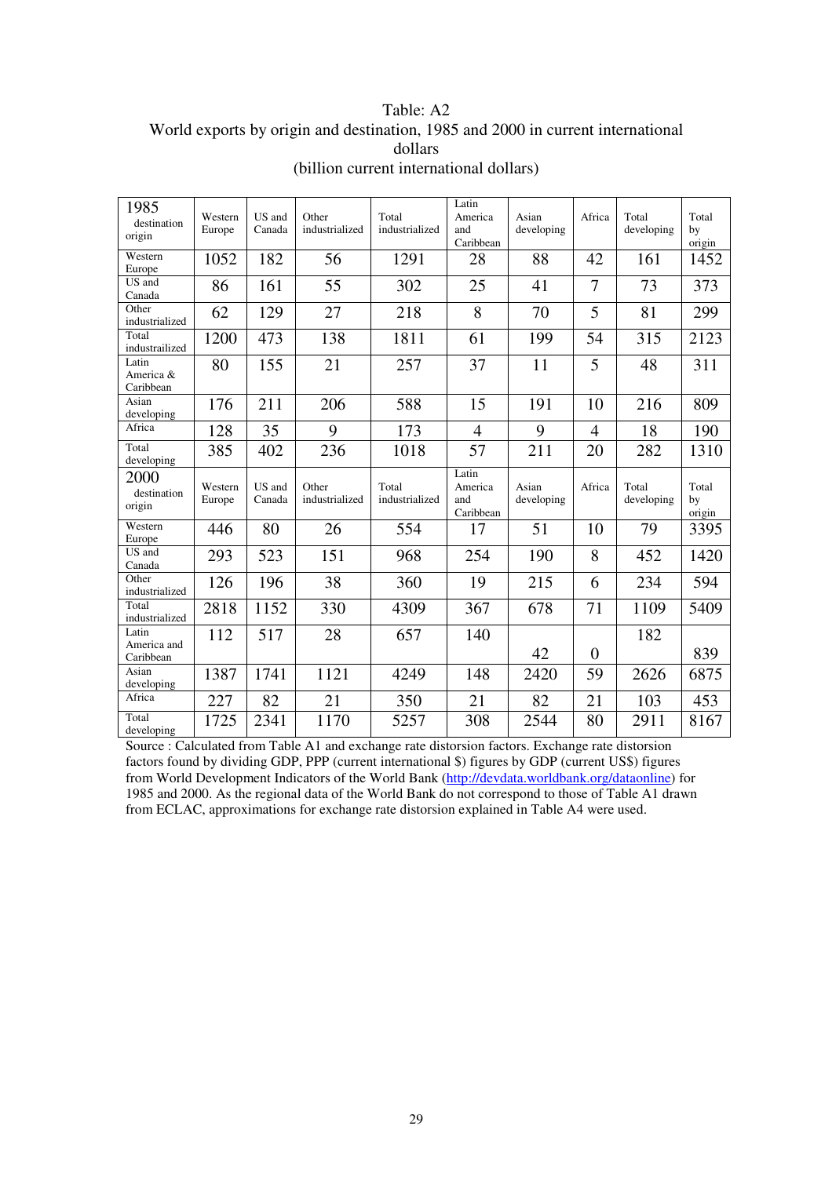Table: A2
World exports by origin and destination, 1985 and 2000 in current international dollars
(billion current international dollars)

| 1985 destination origin | Western Europe | US and Canada | Other industrialized | Total industrialized | Latin America and Caribbean | Asian developing | Africa | Total developing | Total by origin |
|---|---|---|---|---|---|---|---|---|---|
| Western Europe | 1052 | 182 | 56 | 1291 | 28 | 88 | 42 | 161 | 1452 |
| US and Canada | 86 | 161 | 55 | 302 | 25 | 41 | 7 | 73 | 373 |
| Other industrialized | 62 | 129 | 27 | 218 | 8 | 70 | 5 | 81 | 299 |
| Total industrailized | 1200 | 473 | 138 | 1811 | 61 | 199 | 54 | 315 | 2123 |
| Latin America & Caribbean | 80 | 155 | 21 | 257 | 37 | 11 | 5 | 48 | 311 |
| Asian developing | 176 | 211 | 206 | 588 | 15 | 191 | 10 | 216 | 809 |
| Africa | 128 | 35 | 9 | 173 | 4 | 9 | 4 | 18 | 190 |
| Total developing | 385 | 402 | 236 | 1018 | 57 | 211 | 20 | 282 | 1310 |
| **2000** destination origin | Western Europe | US and Canada | Other industrialized | Total industrialized | Latin America and Caribbean | Asian developing | Africa | Total developing | Total by origin |
| Western Europe | 446 | 80 | 26 | 554 | 17 | 51 | 10 | 79 | 3395 |
| US and Canada | 293 | 523 | 151 | 968 | 254 | 190 | 8 | 452 | 1420 |
| Other industrialized | 126 | 196 | 38 | 360 | 19 | 215 | 6 | 234 | 594 |
| Total industrialized | 2818 | 1152 | 330 | 4309 | 367 | 678 | 71 | 1109 | 5409 |
| Latin America and Caribbean | 112 | 517 | 28 | 657 | 140 | 42 | 0 | 182 | 839 |
| Asian developing | 1387 | 1741 | 1121 | 4249 | 148 | 2420 | 59 | 2626 | 6875 |
| Africa | 227 | 82 | 21 | 350 | 21 | 82 | 21 | 103 | 453 |
| Total developing | 1725 | 2341 | 1170 | 5257 | 308 | 2544 | 80 | 2911 | 8167 |

Source : Calculated from Table A1 and exchange rate distorsion factors. Exchange rate distorsion factors found by dividing GDP, PPP (current international $) figures by GDP (current US$) figures from World Development Indicators of the World Bank (http://devdata.worldbank.org/dataonline) for 1985 and 2000. As the regional data of the World Bank do not correspond to those of Table A1 drawn from ECLAC, approximations for exchange rate distorsion explained in Table A4 were used.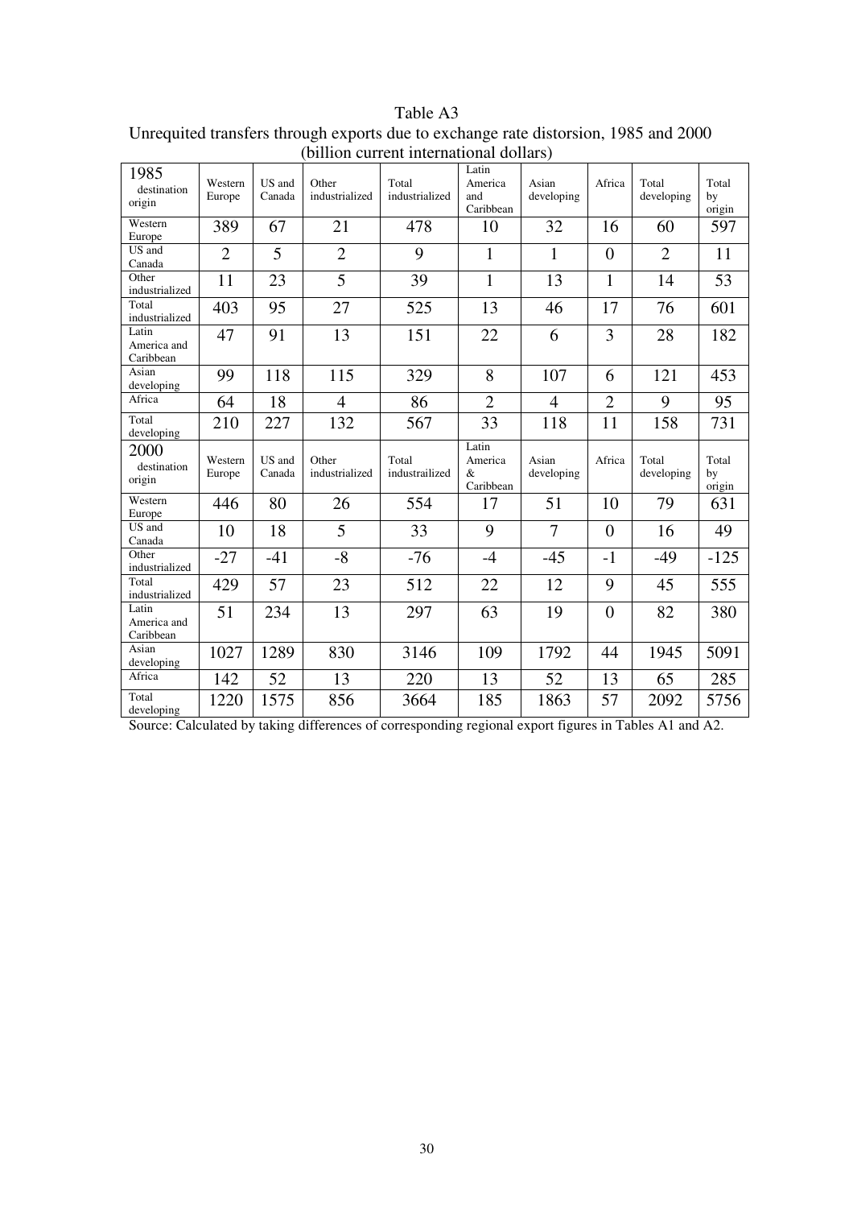Table A3

Unrequited transfers through exports due to exchange rate distorsion, 1985 and 2000 (billion current international dollars)

| 1985 destination origin | Western Europe | US and Canada | Other industrialized | Total industrialized | Latin America and Caribbean | Asian developing | Africa | Total developing | Total by origin |
|---|---|---|---|---|---|---|---|---|---|
| Western Europe | 389 | 67 | 21 | 478 | 10 | 32 | 16 | 60 | 597 |
| US and Canada | 2 | 5 | 2 | 9 | 1 | 1 | 0 | 2 | 11 |
| Other industrialized | 11 | 23 | 5 | 39 | 1 | 13 | 1 | 14 | 53 |
| Total industrialized | 403 | 95 | 27 | 525 | 13 | 46 | 17 | 76 | 601 |
| Latin America and Caribbean | 47 | 91 | 13 | 151 | 22 | 6 | 3 | 28 | 182 |
| Asian developing | 99 | 118 | 115 | 329 | 8 | 107 | 6 | 121 | 453 |
| Africa | 64 | 18 | 4 | 86 | 2 | 4 | 2 | 9 | 95 |
| Total developing | 210 | 227 | 132 | 567 | 33 | 118 | 11 | 158 | 731 |
| **2000** destination origin | Western Europe | US and Canada | Other industrialized | Total industrailized | Latin America & Caribbean | Asian developing | Africa | Total developing | Total by origin |
| Western Europe | 446 | 80 | 26 | 554 | 17 | 51 | 10 | 79 | 631 |
| US and Canada | 10 | 18 | 5 | 33 | 9 | 7 | 0 | 16 | 49 |
| Other industrialized | -27 | -41 | -8 | -76 | -4 | -45 | -1 | -49 | -125 |
| Total industrialized | 429 | 57 | 23 | 512 | 22 | 12 | 9 | 45 | 555 |
| Latin America and Caribbean | 51 | 234 | 13 | 297 | 63 | 19 | 0 | 82 | 380 |
| Asian developing | 1027 | 1289 | 830 | 3146 | 109 | 1792 | 44 | 1945 | 5091 |
| Africa | 142 | 52 | 13 | 220 | 13 | 52 | 13 | 65 | 285 |
| Total developing | 1220 | 1575 | 856 | 3664 | 185 | 1863 | 57 | 2092 | 5756 |

Source: Calculated by taking differences of corresponding regional export figures in Tables A1 and A2.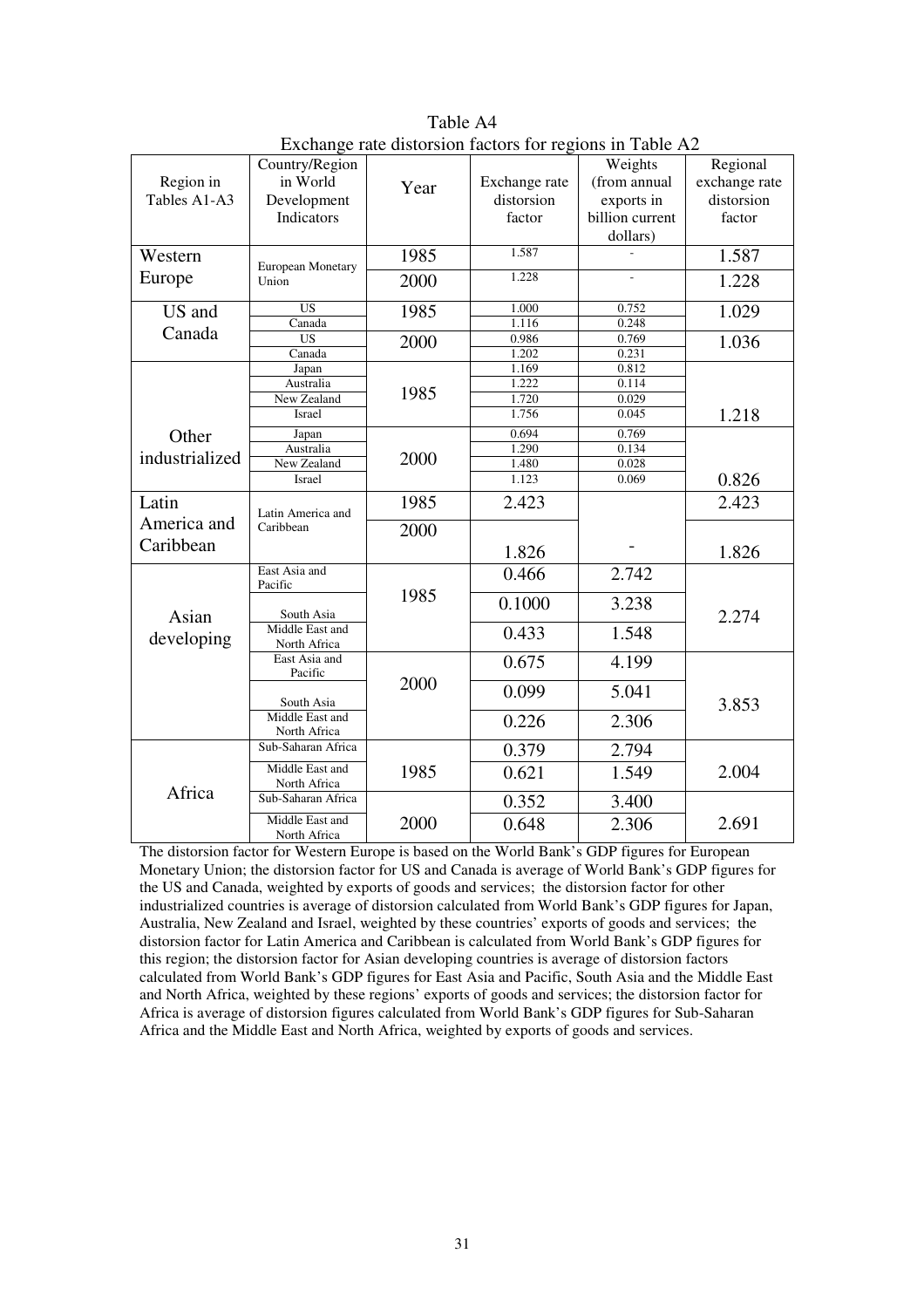Table A4

Exchange rate distorsion factors for regions in Table A2

| Region in Tables A1-A3 | Country/Region in World Development Indicators | Year | Exchange rate distorsion factor | Weights (from annual exports in billion current dollars) | Regional exchange rate distorsion factor |
|---|---|---|---|---|---|
| Western Europe | European Monetary Union | 1985 | 1.587 | - | 1.587 |
| | | 2000 | 1.228 | - | 1.228 |
| US and Canada | US | 1985 | 1.000 | 0.752 | 1.029 |
| | Canada | | 1.116 | 0.248 | |
| | US | 2000 | 0.986 | 0.769 | 1.036 |
| | Canada | | 1.202 | 0.231 | |
| Other industrialized | Japan | 1985 | 1.169 | 0.812 | 1.218 |
| | Australia | | 1.222 | 0.114 | |
| | New Zealand | | 1.720 | 0.029 | |
| | Israel | | 1.756 | 0.045 | |
| | Japan | 2000 | 0.694 | 0.769 | 0.826 |
| | Australia | | 1.290 | 0.134 | |
| | New Zealand | | 1.480 | 0.028 | |
| | Israel | | 1.123 | 0.069 | |
| Latin America and Caribbean | Latin America and Caribbean | 1985 | 2.423 | | 2.423 |
| | | 2000 | 1.826 | - | 1.826 |
| Asian developing | East Asia and Pacific | 1985 | 0.466 | 2.742 | 2.274 |
| | South Asia | | 0.1000 | 3.238 | |
| | Middle East and North Africa | | 0.433 | 1.548 | |
| | East Asia and Pacific | 2000 | 0.675 | 4.199 | 3.853 |
| | South Asia | | 0.099 | 5.041 | |
| | Middle East and North Africa | | 0.226 | 2.306 | |
| Africa | Sub-Saharan Africa | 1985 | 0.379 | 2.794 | 2.004 |
| | Middle East and North Africa | | 0.621 | 1.549 | |
| | Sub-Saharan Africa | 2000 | 0.352 | 3.400 | 2.691 |
| | Middle East and North Africa | | 0.648 | 2.306 | |

The distorsion factor for Western Europe is based on the World Bank's GDP figures for European Monetary Union; the distorsion factor for US and Canada is average of World Bank's GDP figures for the US and Canada, weighted by exports of goods and services; the distorsion factor for other industrialized countries is average of distorsion calculated from World Bank's GDP figures for Japan, Australia, New Zealand and Israel, weighted by these countries' exports of goods and services; the distorsion factor for Latin America and Caribbean is calculated from World Bank's GDP figures for this region; the distorsion factor for Asian developing countries is average of distorsion factors calculated from World Bank's GDP figures for East Asia and Pacific, South Asia and the Middle East and North Africa, weighted by these regions' exports of goods and services; the distorsion factor for Africa is average of distorsion figures calculated from World Bank's GDP figures for Sub-Saharan Africa and the Middle East and North Africa, weighted by exports of goods and services.